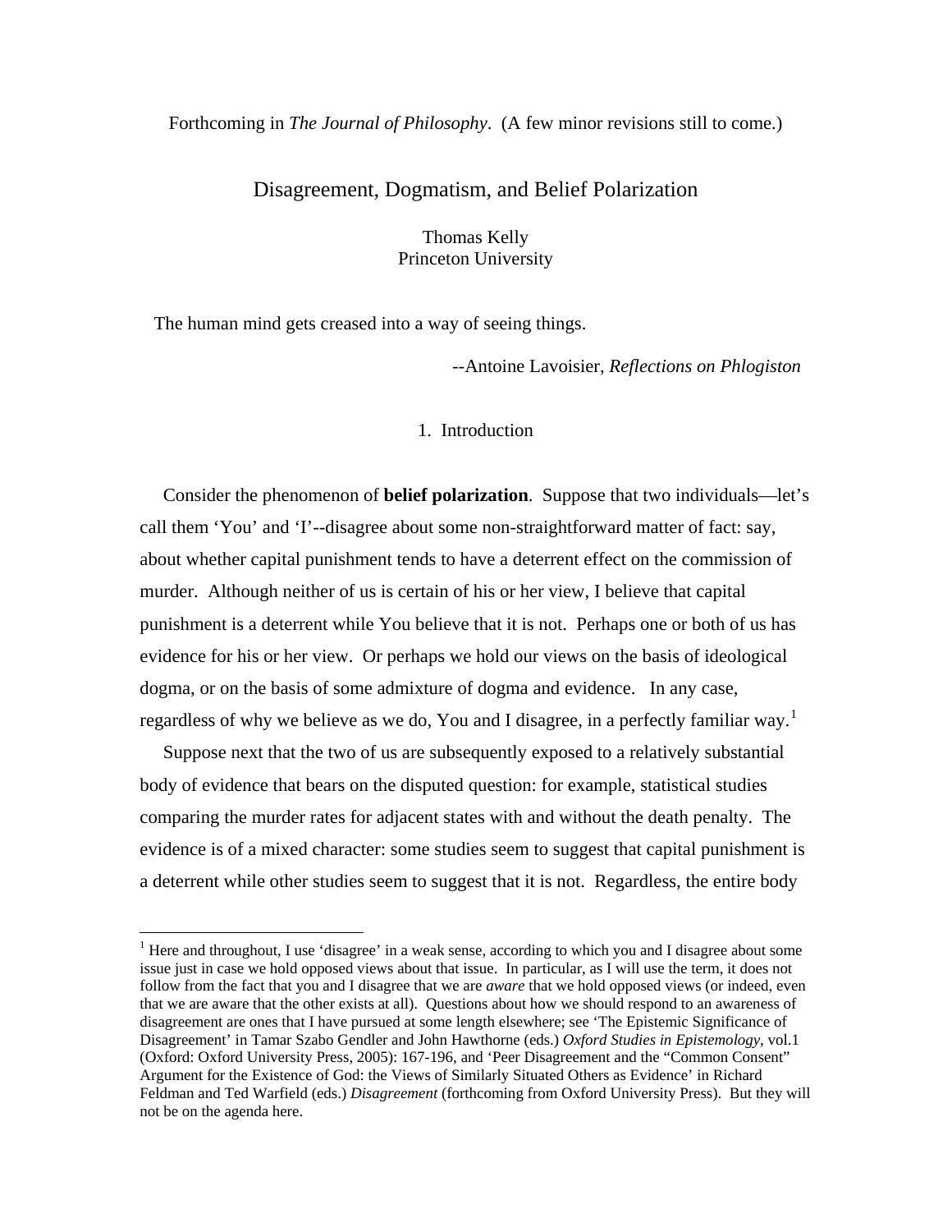Forthcoming in *The Journal of Philosophy*. (A few minor revisions still to come.)

# Disagreement, Dogmatism, and Belief Polarization

Thomas Kelly
Princeton University

The human mind gets creased into a way of seeing things.

--Antoine Lavoisier, *Reflections on Phlogiston*

## 1. Introduction

Consider the phenomenon of **belief polarization**. Suppose that two individuals—let's call them 'You' and 'I'--disagree about some non-straightforward matter of fact: say, about whether capital punishment tends to have a deterrent effect on the commission of murder. Although neither of us is certain of his or her view, I believe that capital punishment is a deterrent while You believe that it is not. Perhaps one or both of us has evidence for his or her view. Or perhaps we hold our views on the basis of ideological dogma, or on the basis of some admixture of dogma and evidence. In any case, regardless of why we believe as we do, You and I disagree, in a perfectly familiar way.[1]

Suppose next that the two of us are subsequently exposed to a relatively substantial body of evidence that bears on the disputed question: for example, statistical studies comparing the murder rates for adjacent states with and without the death penalty. The evidence is of a mixed character: some studies seem to suggest that capital punishment is a deterrent while other studies seem to suggest that it is not. Regardless, the entire body

---

[1] Here and throughout, I use 'disagree' in a weak sense, according to which you and I disagree about some issue just in case we hold opposed views about that issue. In particular, as I will use the term, it does not follow from the fact that you and I disagree that we are *aware* that we hold opposed views (or indeed, even that we are aware that the other exists at all). Questions about how we should respond to an awareness of disagreement are ones that I have pursued at some length elsewhere; see 'The Epistemic Significance of Disagreement' in Tamar Szabo Gendler and John Hawthorne (eds.) *Oxford Studies in Epistemology*, vol.1 (Oxford: Oxford University Press, 2005): 167-196, and 'Peer Disagreement and the "Common Consent" Argument for the Existence of God: the Views of Similarly Situated Others as Evidence' in Richard Feldman and Ted Warfield (eds.) *Disagreement* (forthcoming from Oxford University Press). But they will not be on the agenda here.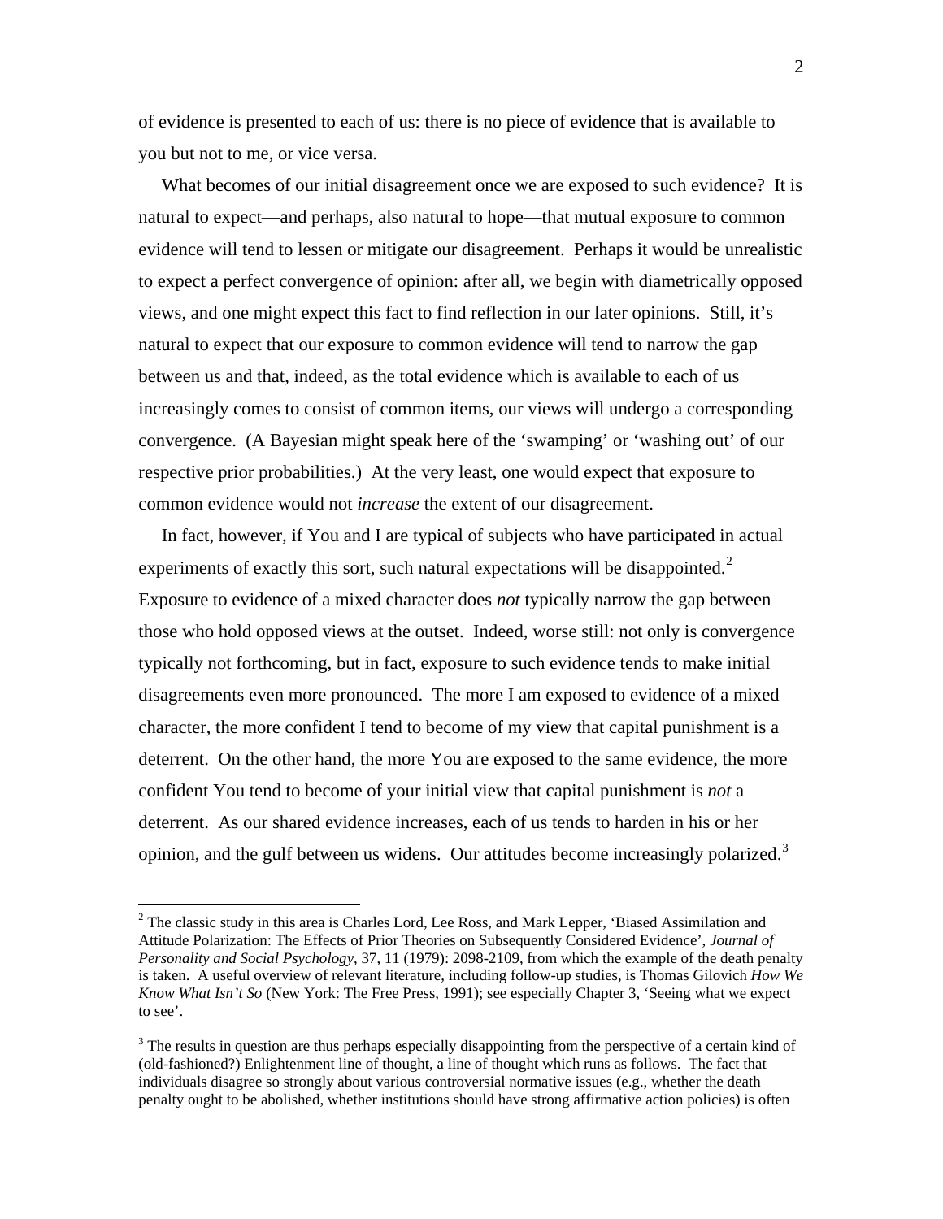of evidence is presented to each of us: there is no piece of evidence that is available to you but not to me, or vice versa.

What becomes of our initial disagreement once we are exposed to such evidence? It is natural to expect—and perhaps, also natural to hope—that mutual exposure to common evidence will tend to lessen or mitigate our disagreement. Perhaps it would be unrealistic to expect a perfect convergence of opinion: after all, we begin with diametrically opposed views, and one might expect this fact to find reflection in our later opinions. Still, it's natural to expect that our exposure to common evidence will tend to narrow the gap between us and that, indeed, as the total evidence which is available to each of us increasingly comes to consist of common items, our views will undergo a corresponding convergence. (A Bayesian might speak here of the 'swamping' or 'washing out' of our respective prior probabilities.) At the very least, one would expect that exposure to common evidence would not *increase* the extent of our disagreement.

In fact, however, if You and I are typical of subjects who have participated in actual experiments of exactly this sort, such natural expectations will be disappointed.[2] Exposure to evidence of a mixed character does *not* typically narrow the gap between those who hold opposed views at the outset. Indeed, worse still: not only is convergence typically not forthcoming, but in fact, exposure to such evidence tends to make initial disagreements even more pronounced. The more I am exposed to evidence of a mixed character, the more confident I tend to become of my view that capital punishment is a deterrent. On the other hand, the more You are exposed to the same evidence, the more confident You tend to become of your initial view that capital punishment is *not* a deterrent. As our shared evidence increases, each of us tends to harden in his or her opinion, and the gulf between us widens. Our attitudes become increasingly polarized.[3]

---

[2] The classic study in this area is Charles Lord, Lee Ross, and Mark Lepper, 'Biased Assimilation and Attitude Polarization: The Effects of Prior Theories on Subsequently Considered Evidence', *Journal of Personality and Social Psychology*, 37, 11 (1979): 2098-2109, from which the example of the death penalty is taken. A useful overview of relevant literature, including follow-up studies, is Thomas Gilovich *How We Know What Isn't So* (New York: The Free Press, 1991); see especially Chapter 3, 'Seeing what we expect to see'.

[3] The results in question are thus perhaps especially disappointing from the perspective of a certain kind of (old-fashioned?) Enlightenment line of thought, a line of thought which runs as follows. The fact that individuals disagree so strongly about various controversial normative issues (e.g., whether the death penalty ought to be abolished, whether institutions should have strong affirmative action policies) is often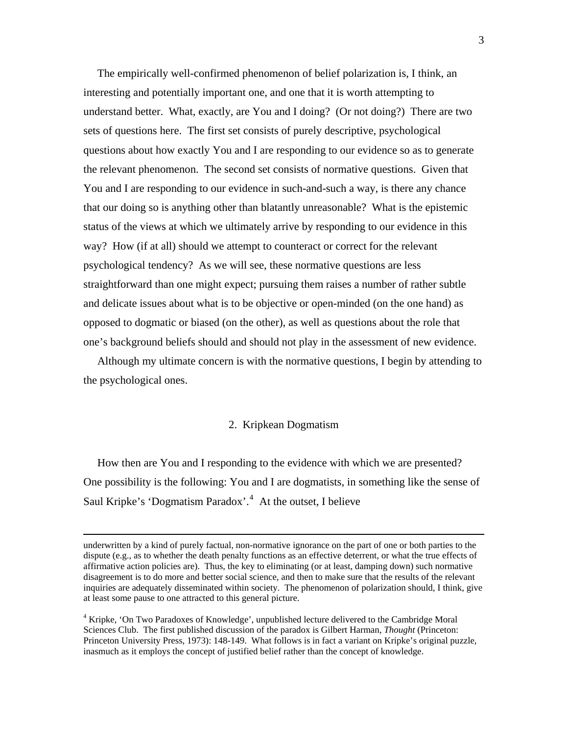The empirically well-confirmed phenomenon of belief polarization is, I think, an interesting and potentially important one, and one that it is worth attempting to understand better. What, exactly, are You and I doing? (Or not doing?) There are two sets of questions here. The first set consists of purely descriptive, psychological questions about how exactly You and I are responding to our evidence so as to generate the relevant phenomenon. The second set consists of normative questions. Given that You and I are responding to our evidence in such-and-such a way, is there any chance that our doing so is anything other than blatantly unreasonable? What is the epistemic status of the views at which we ultimately arrive by responding to our evidence in this way? How (if at all) should we attempt to counteract or correct for the relevant psychological tendency? As we will see, these normative questions are less straightforward than one might expect; pursuing them raises a number of rather subtle and delicate issues about what is to be objective or open-minded (on the one hand) as opposed to dogmatic or biased (on the other), as well as questions about the role that one's background beliefs should and should not play in the assessment of new evidence.

Although my ultimate concern is with the normative questions, I begin by attending to the psychological ones.

## 2. Kripkean Dogmatism

How then are You and I responding to the evidence with which we are presented? One possibility is the following: You and I are dogmatists, in something like the sense of Saul Kripke's 'Dogmatism Paradox'.[4] At the outset, I believe

---

underwritten by a kind of purely factual, non-normative ignorance on the part of one or both parties to the dispute (e.g., as to whether the death penalty functions as an effective deterrent, or what the true effects of affirmative action policies are). Thus, the key to eliminating (or at least, damping down) such normative disagreement is to do more and better social science, and then to make sure that the results of the relevant inquiries are adequately disseminated within society. The phenomenon of polarization should, I think, give at least some pause to one attracted to this general picture.

[4] Kripke, 'On Two Paradoxes of Knowledge', unpublished lecture delivered to the Cambridge Moral Sciences Club. The first published discussion of the paradox is Gilbert Harman, *Thought* (Princeton: Princeton University Press, 1973): 148-149. What follows is in fact a variant on Kripke's original puzzle, inasmuch as it employs the concept of justified belief rather than the concept of knowledge.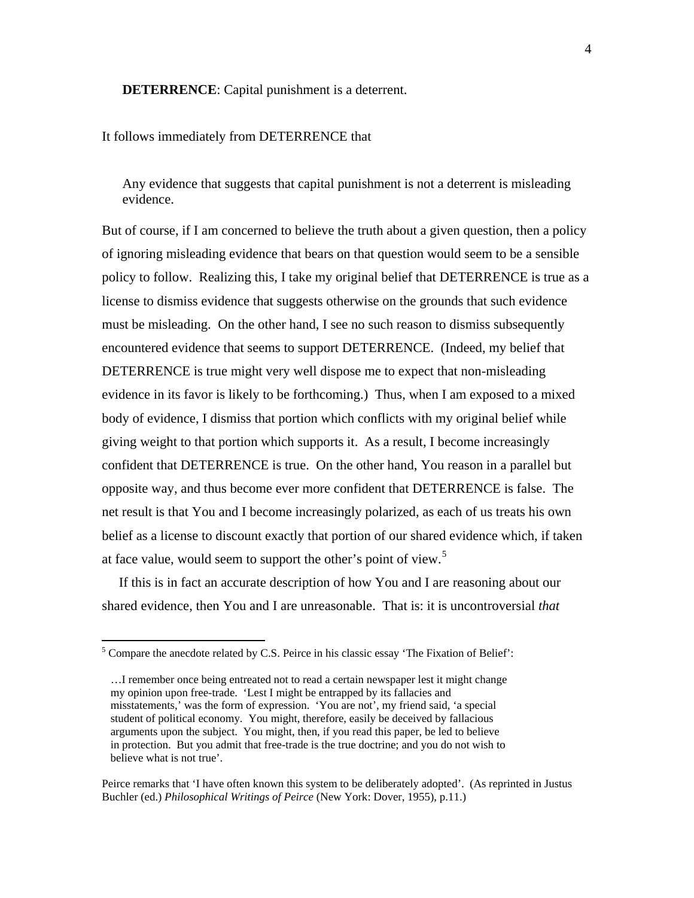**DETERRENCE**: Capital punishment is a deterrent.

It follows immediately from DETERRENCE that

> Any evidence that suggests that capital punishment is not a deterrent is misleading evidence.

But of course, if I am concerned to believe the truth about a given question, then a policy of ignoring misleading evidence that bears on that question would seem to be a sensible policy to follow. Realizing this, I take my original belief that DETERRENCE is true as a license to dismiss evidence that suggests otherwise on the grounds that such evidence must be misleading. On the other hand, I see no such reason to dismiss subsequently encountered evidence that seems to support DETERRENCE. (Indeed, my belief that DETERRENCE is true might very well dispose me to expect that non-misleading evidence in its favor is likely to be forthcoming.) Thus, when I am exposed to a mixed body of evidence, I dismiss that portion which conflicts with my original belief while giving weight to that portion which supports it. As a result, I become increasingly confident that DETERRENCE is true. On the other hand, You reason in a parallel but opposite way, and thus become ever more confident that DETERRENCE is false. The net result is that You and I become increasingly polarized, as each of us treats his own belief as a license to discount exactly that portion of our shared evidence which, if taken at face value, would seem to support the other's point of view.[5]

If this is in fact an accurate description of how You and I are reasoning about our shared evidence, then You and I are unreasonable. That is: it is uncontroversial *that*

---

[5] Compare the anecdote related by C.S. Peirce in his classic essay 'The Fixation of Belief':

> …I remember once being entreated not to read a certain newspaper lest it might change my opinion upon free-trade. 'Lest I might be entrapped by its fallacies and misstatements,' was the form of expression. 'You are not', my friend said, 'a special student of political economy. You might, therefore, easily be deceived by fallacious arguments upon the subject. You might, then, if you read this paper, be led to believe in protection. But you admit that free-trade is the true doctrine; and you do not wish to believe what is not true'.

Peirce remarks that 'I have often known this system to be deliberately adopted'. (As reprinted in Justus Buchler (ed.) *Philosophical Writings of Peirce* (New York: Dover, 1955), p.11.)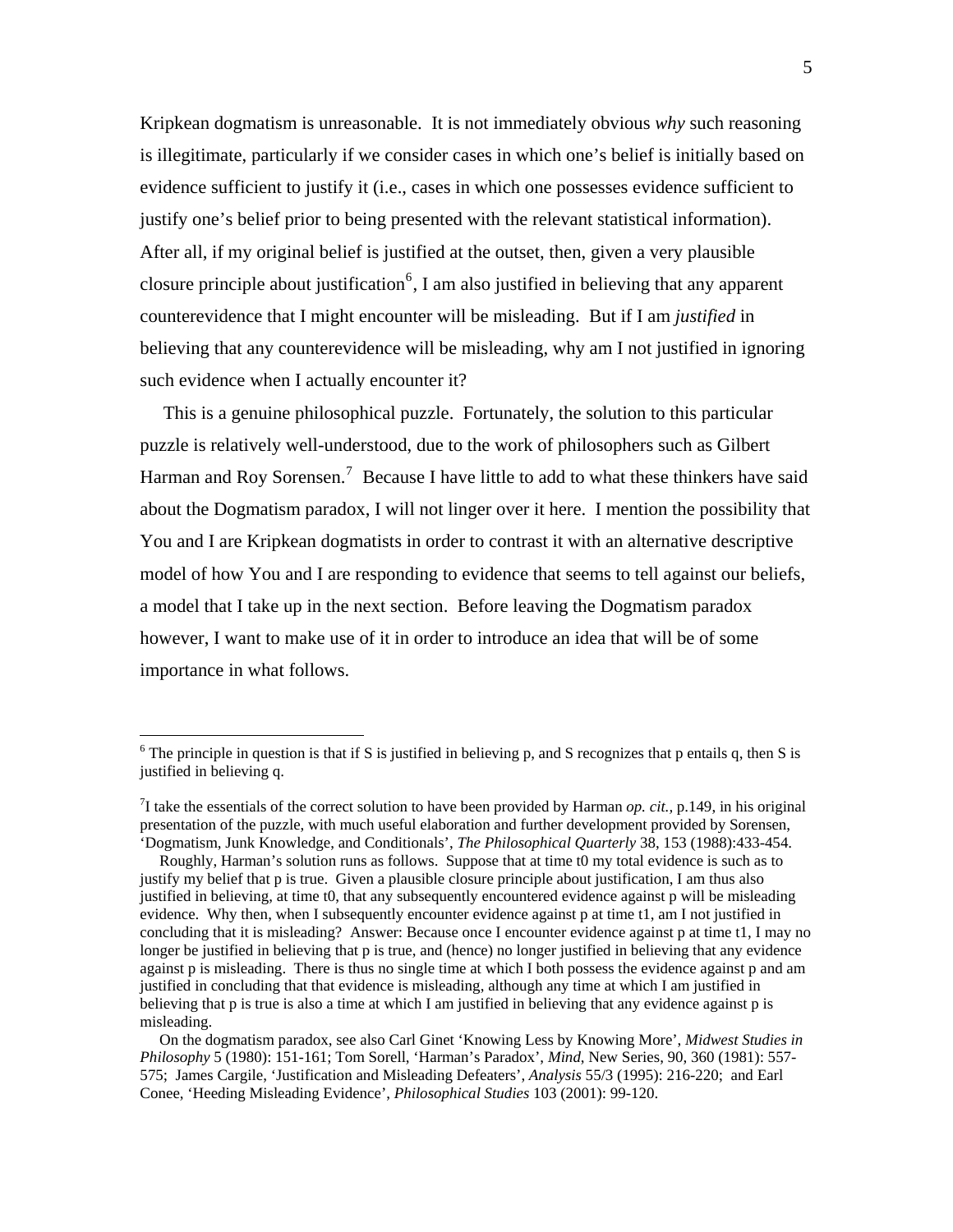Kripkean dogmatism is unreasonable. It is not immediately obvious *why* such reasoning is illegitimate, particularly if we consider cases in which one's belief is initially based on evidence sufficient to justify it (i.e., cases in which one possesses evidence sufficient to justify one's belief prior to being presented with the relevant statistical information). After all, if my original belief is justified at the outset, then, given a very plausible closure principle about justification[6], I am also justified in believing that any apparent counterevidence that I might encounter will be misleading. But if I am *justified* in believing that any counterevidence will be misleading, why am I not justified in ignoring such evidence when I actually encounter it?

This is a genuine philosophical puzzle. Fortunately, the solution to this particular puzzle is relatively well-understood, due to the work of philosophers such as Gilbert Harman and Roy Sorensen.[7] Because I have little to add to what these thinkers have said about the Dogmatism paradox, I will not linger over it here. I mention the possibility that You and I are Kripkean dogmatists in order to contrast it with an alternative descriptive model of how You and I are responding to evidence that seems to tell against our beliefs, a model that I take up in the next section. Before leaving the Dogmatism paradox however, I want to make use of it in order to introduce an idea that will be of some importance in what follows.

---

[6] The principle in question is that if S is justified in believing p, and S recognizes that p entails q, then S is justified in believing q.

[7] I take the essentials of the correct solution to have been provided by Harman *op. cit.,* p.149, in his original presentation of the puzzle, with much useful elaboration and further development provided by Sorensen, 'Dogmatism, Junk Knowledge, and Conditionals', *The Philosophical Quarterly* 38, 153 (1988):433-454.

Roughly, Harman's solution runs as follows. Suppose that at time t0 my total evidence is such as to justify my belief that p is true. Given a plausible closure principle about justification, I am thus also justified in believing, at time t0, that any subsequently encountered evidence against p will be misleading evidence. Why then, when I subsequently encounter evidence against p at time t1, am I not justified in concluding that it is misleading? Answer: Because once I encounter evidence against p at time t1, I may no longer be justified in believing that p is true, and (hence) no longer justified in believing that any evidence against p is misleading. There is thus no single time at which I both possess the evidence against p and am justified in concluding that that evidence is misleading, although any time at which I am justified in believing that p is true is also a time at which I am justified in believing that any evidence against p is misleading.

On the dogmatism paradox, see also Carl Ginet 'Knowing Less by Knowing More', *Midwest Studies in Philosophy* 5 (1980): 151-161; Tom Sorell, 'Harman's Paradox', *Mind*, New Series, 90, 360 (1981): 557-575; James Cargile, 'Justification and Misleading Defeaters', *Analysis* 55/3 (1995): 216-220; and Earl Conee, 'Heeding Misleading Evidence', *Philosophical Studies* 103 (2001): 99-120.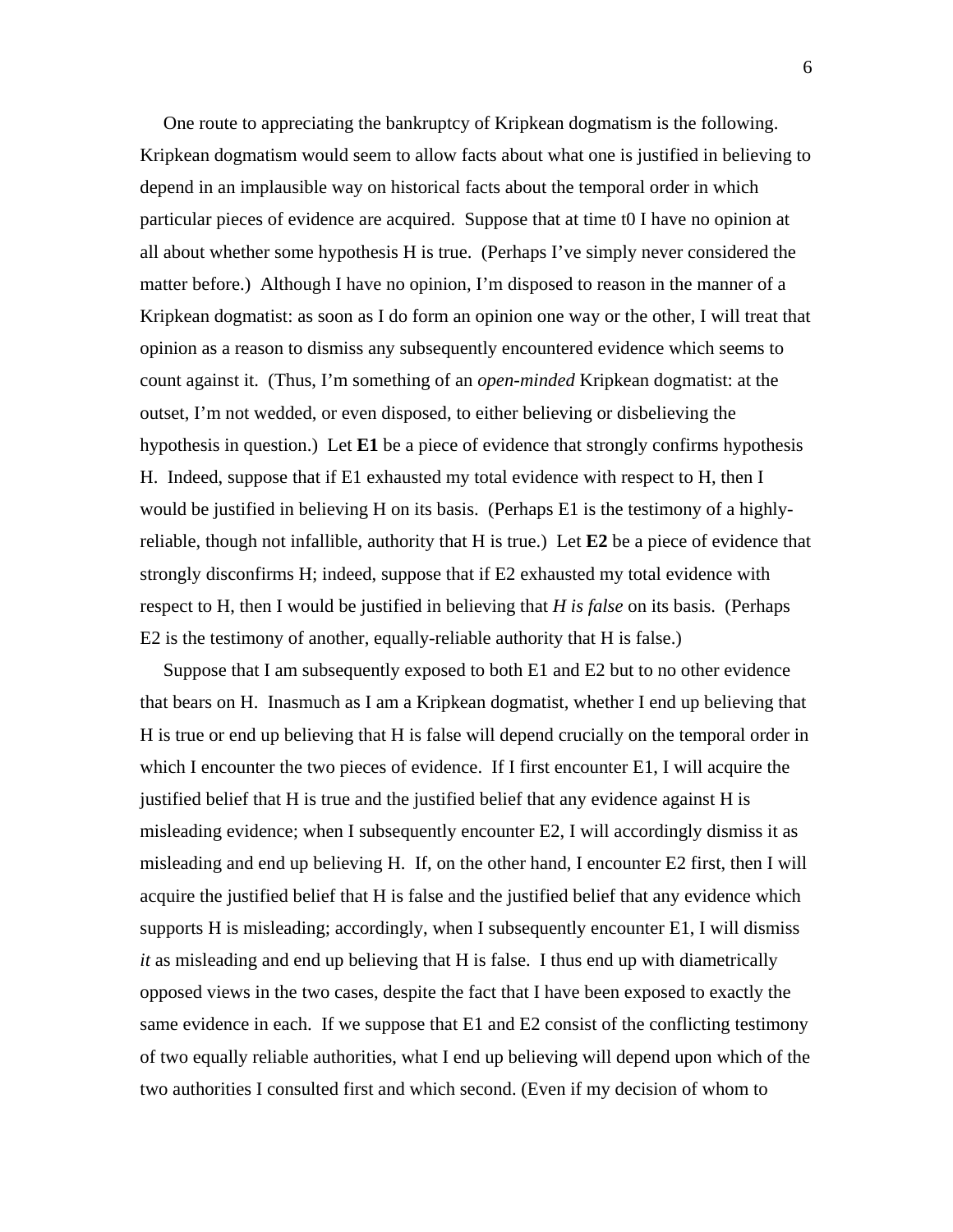One route to appreciating the bankruptcy of Kripkean dogmatism is the following. Kripkean dogmatism would seem to allow facts about what one is justified in believing to depend in an implausible way on historical facts about the temporal order in which particular pieces of evidence are acquired. Suppose that at time t0 I have no opinion at all about whether some hypothesis H is true. (Perhaps I've simply never considered the matter before.) Although I have no opinion, I'm disposed to reason in the manner of a Kripkean dogmatist: as soon as I do form an opinion one way or the other, I will treat that opinion as a reason to dismiss any subsequently encountered evidence which seems to count against it. (Thus, I'm something of an *open-minded* Kripkean dogmatist: at the outset, I'm not wedded, or even disposed, to either believing or disbelieving the hypothesis in question.) Let **E1** be a piece of evidence that strongly confirms hypothesis H. Indeed, suppose that if E1 exhausted my total evidence with respect to H, then I would be justified in believing H on its basis. (Perhaps E1 is the testimony of a highly-reliable, though not infallible, authority that H is true.) Let **E2** be a piece of evidence that strongly disconfirms H; indeed, suppose that if E2 exhausted my total evidence with respect to H, then I would be justified in believing that *H is false* on its basis. (Perhaps E2 is the testimony of another, equally-reliable authority that H is false.)

Suppose that I am subsequently exposed to both E1 and E2 but to no other evidence that bears on H. Inasmuch as I am a Kripkean dogmatist, whether I end up believing that H is true or end up believing that H is false will depend crucially on the temporal order in which I encounter the two pieces of evidence. If I first encounter E1, I will acquire the justified belief that H is true and the justified belief that any evidence against H is misleading evidence; when I subsequently encounter E2, I will accordingly dismiss it as misleading and end up believing H. If, on the other hand, I encounter E2 first, then I will acquire the justified belief that H is false and the justified belief that any evidence which supports H is misleading; accordingly, when I subsequently encounter E1, I will dismiss *it* as misleading and end up believing that H is false. I thus end up with diametrically opposed views in the two cases, despite the fact that I have been exposed to exactly the same evidence in each. If we suppose that E1 and E2 consist of the conflicting testimony of two equally reliable authorities, what I end up believing will depend upon which of the two authorities I consulted first and which second. (Even if my decision of whom to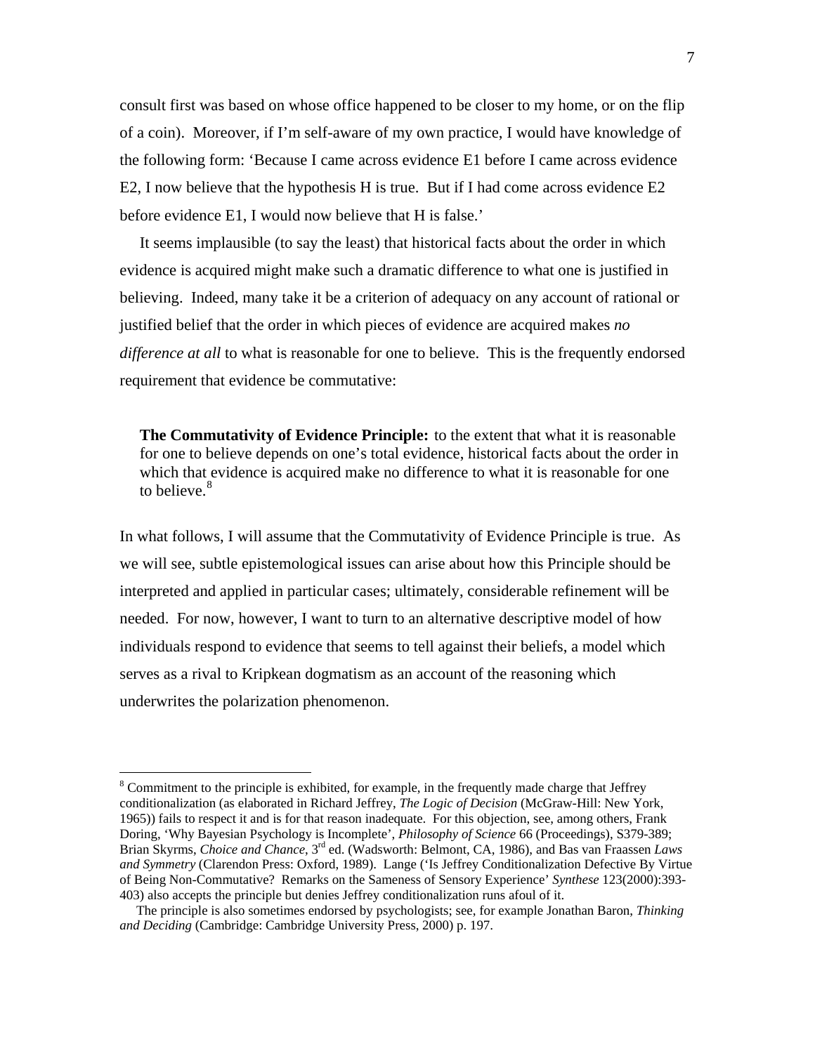consult first was based on whose office happened to be closer to my home, or on the flip of a coin). Moreover, if I'm self-aware of my own practice, I would have knowledge of the following form: 'Because I came across evidence E1 before I came across evidence E2, I now believe that the hypothesis H is true. But if I had come across evidence E2 before evidence E1, I would now believe that H is false.'

It seems implausible (to say the least) that historical facts about the order in which evidence is acquired might make such a dramatic difference to what one is justified in believing. Indeed, many take it be a criterion of adequacy on any account of rational or justified belief that the order in which pieces of evidence are acquired makes *no difference at all* to what is reasonable for one to believe. This is the frequently endorsed requirement that evidence be commutative:

> **The Commutativity of Evidence Principle:** to the extent that what it is reasonable for one to believe depends on one's total evidence, historical facts about the order in which that evidence is acquired make no difference to what it is reasonable for one to believe.[8]

In what follows, I will assume that the Commutativity of Evidence Principle is true. As we will see, subtle epistemological issues can arise about how this Principle should be interpreted and applied in particular cases; ultimately, considerable refinement will be needed. For now, however, I want to turn to an alternative descriptive model of how individuals respond to evidence that seems to tell against their beliefs, a model which serves as a rival to Kripkean dogmatism as an account of the reasoning which underwrites the polarization phenomenon.

---

[8] Commitment to the principle is exhibited, for example, in the frequently made charge that Jeffrey conditionalization (as elaborated in Richard Jeffrey, *The Logic of Decision* (McGraw-Hill: New York, 1965)) fails to respect it and is for that reason inadequate. For this objection, see, among others, Frank Doring, 'Why Bayesian Psychology is Incomplete', *Philosophy of Science* 66 (Proceedings), S379-389; Brian Skyrms, *Choice and Chance*, 3rd ed. (Wadsworth: Belmont, CA, 1986), and Bas van Fraassen *Laws and Symmetry* (Clarendon Press: Oxford, 1989). Lange ('Is Jeffrey Conditionalization Defective By Virtue of Being Non-Commutative? Remarks on the Sameness of Sensory Experience' *Synthese* 123(2000):393-403) also accepts the principle but denies Jeffrey conditionalization runs afoul of it.

The principle is also sometimes endorsed by psychologists; see, for example Jonathan Baron, *Thinking and Deciding* (Cambridge: Cambridge University Press, 2000) p. 197.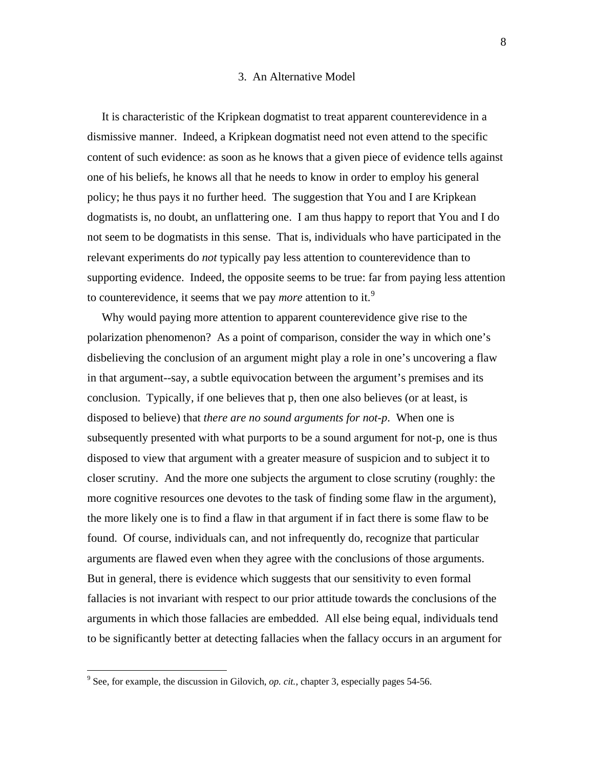## 3. An Alternative Model

It is characteristic of the Kripkean dogmatist to treat apparent counterevidence in a dismissive manner. Indeed, a Kripkean dogmatist need not even attend to the specific content of such evidence: as soon as he knows that a given piece of evidence tells against one of his beliefs, he knows all that he needs to know in order to employ his general policy; he thus pays it no further heed. The suggestion that You and I are Kripkean dogmatists is, no doubt, an unflattering one. I am thus happy to report that You and I do not seem to be dogmatists in this sense. That is, individuals who have participated in the relevant experiments do *not* typically pay less attention to counterevidence than to supporting evidence. Indeed, the opposite seems to be true: far from paying less attention to counterevidence, it seems that we pay *more* attention to it.[9]

Why would paying more attention to apparent counterevidence give rise to the polarization phenomenon? As a point of comparison, consider the way in which one's disbelieving the conclusion of an argument might play a role in one's uncovering a flaw in that argument--say, a subtle equivocation between the argument's premises and its conclusion. Typically, if one believes that p, then one also believes (or at least, is disposed to believe) that *there are no sound arguments for not-p*. When one is subsequently presented with what purports to be a sound argument for not-p, one is thus disposed to view that argument with a greater measure of suspicion and to subject it to closer scrutiny. And the more one subjects the argument to close scrutiny (roughly: the more cognitive resources one devotes to the task of finding some flaw in the argument), the more likely one is to find a flaw in that argument if in fact there is some flaw to be found. Of course, individuals can, and not infrequently do, recognize that particular arguments are flawed even when they agree with the conclusions of those arguments. But in general, there is evidence which suggests that our sensitivity to even formal fallacies is not invariant with respect to our prior attitude towards the conclusions of the arguments in which those fallacies are embedded. All else being equal, individuals tend to be significantly better at detecting fallacies when the fallacy occurs in an argument for

[9] See, for example, the discussion in Gilovich, *op. cit.*, chapter 3, especially pages 54-56.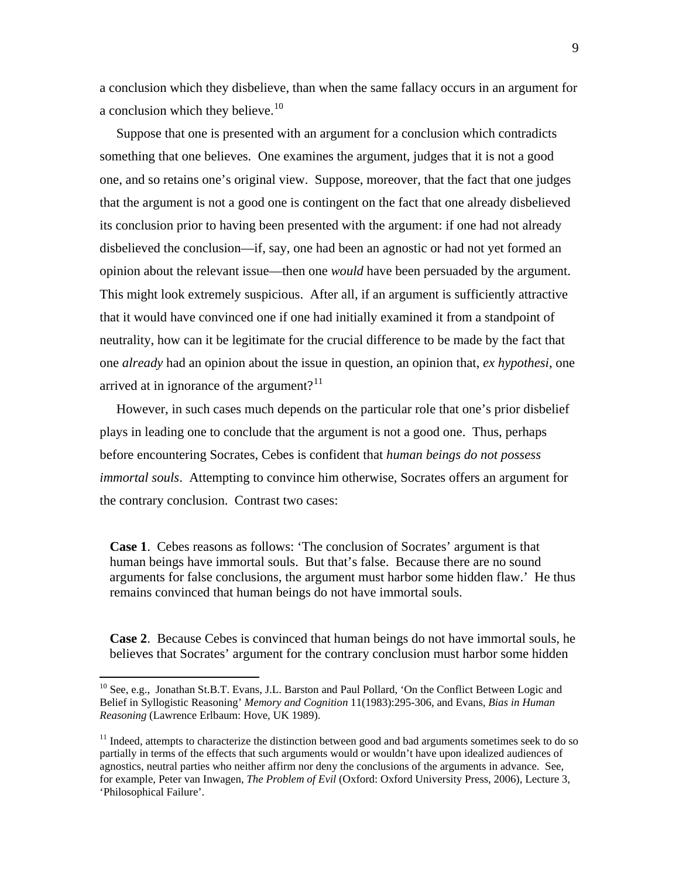a conclusion which they disbelieve, than when the same fallacy occurs in an argument for a conclusion which they believe.[10]

Suppose that one is presented with an argument for a conclusion which contradicts something that one believes. One examines the argument, judges that it is not a good one, and so retains one's original view. Suppose, moreover, that the fact that one judges that the argument is not a good one is contingent on the fact that one already disbelieved its conclusion prior to having been presented with the argument: if one had not already disbelieved the conclusion—if, say, one had been an agnostic or had not yet formed an opinion about the relevant issue—then one *would* have been persuaded by the argument. This might look extremely suspicious. After all, if an argument is sufficiently attractive that it would have convinced one if one had initially examined it from a standpoint of neutrality, how can it be legitimate for the crucial difference to be made by the fact that one *already* had an opinion about the issue in question, an opinion that, *ex hypothesi*, one arrived at in ignorance of the argument?[11]

However, in such cases much depends on the particular role that one's prior disbelief plays in leading one to conclude that the argument is not a good one. Thus, perhaps before encountering Socrates, Cebes is confident that *human beings do not possess immortal souls*. Attempting to convince him otherwise, Socrates offers an argument for the contrary conclusion. Contrast two cases:

> **Case 1**. Cebes reasons as follows: 'The conclusion of Socrates' argument is that human beings have immortal souls. But that's false. Because there are no sound arguments for false conclusions, the argument must harbor some hidden flaw.' He thus remains convinced that human beings do not have immortal souls.

> **Case 2**. Because Cebes is convinced that human beings do not have immortal souls, he believes that Socrates' argument for the contrary conclusion must harbor some hidden

---

[10] See, e.g., Jonathan St.B.T. Evans, J.L. Barston and Paul Pollard, 'On the Conflict Between Logic and Belief in Syllogistic Reasoning' *Memory and Cognition* 11(1983):295-306, and Evans, *Bias in Human Reasoning* (Lawrence Erlbaum: Hove, UK 1989).

[11] Indeed, attempts to characterize the distinction between good and bad arguments sometimes seek to do so partially in terms of the effects that such arguments would or wouldn't have upon idealized audiences of agnostics, neutral parties who neither affirm nor deny the conclusions of the arguments in advance. See, for example, Peter van Inwagen, *The Problem of Evil* (Oxford: Oxford University Press, 2006), Lecture 3, 'Philosophical Failure'.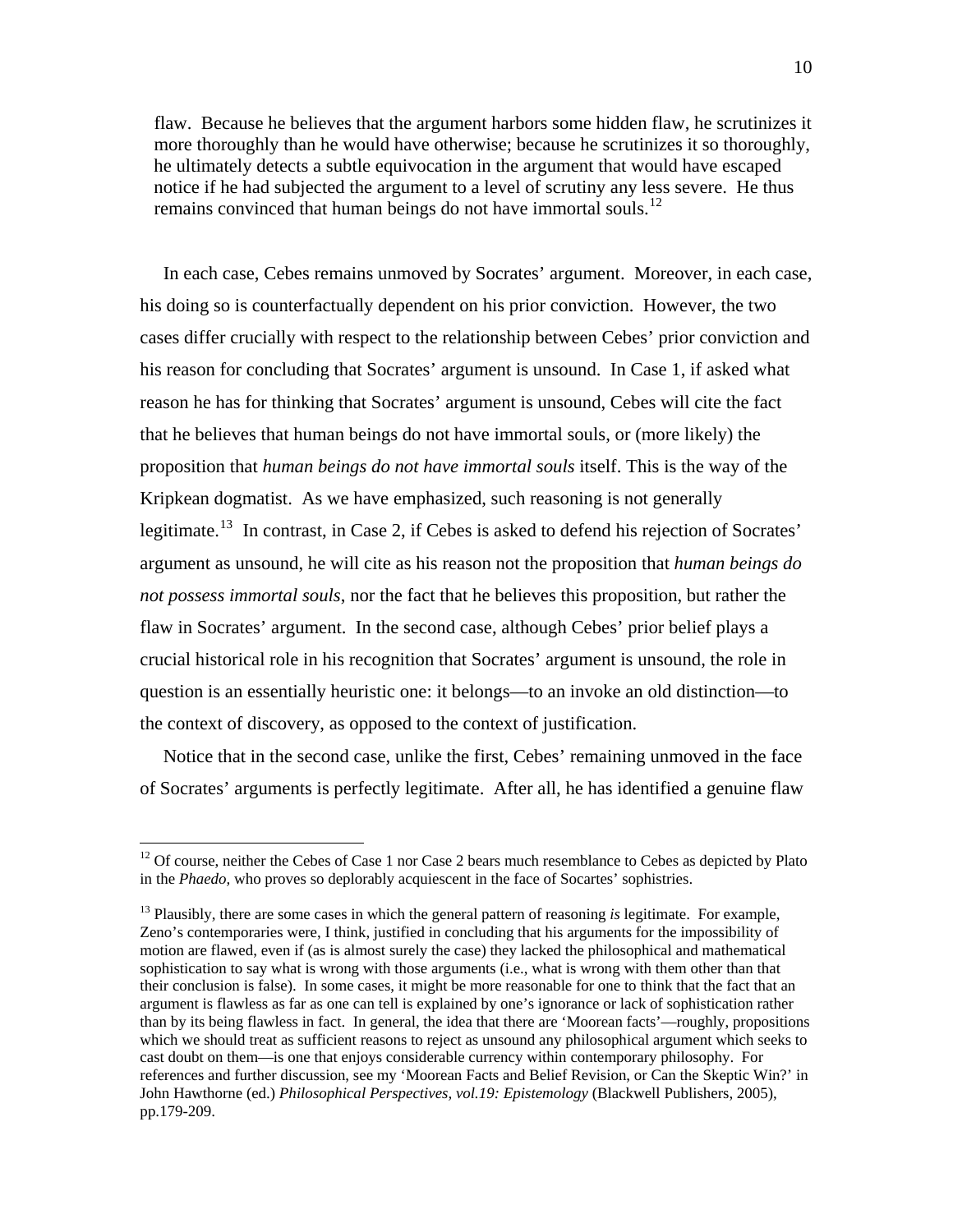flaw. Because he believes that the argument harbors some hidden flaw, he scrutinizes it more thoroughly than he would have otherwise; because he scrutinizes it so thoroughly, he ultimately detects a subtle equivocation in the argument that would have escaped notice if he had subjected the argument to a level of scrutiny any less severe. He thus remains convinced that human beings do not have immortal souls.[12]

In each case, Cebes remains unmoved by Socrates' argument. Moreover, in each case, his doing so is counterfactually dependent on his prior conviction. However, the two cases differ crucially with respect to the relationship between Cebes' prior conviction and his reason for concluding that Socrates' argument is unsound. In Case 1, if asked what reason he has for thinking that Socrates' argument is unsound, Cebes will cite the fact that he believes that human beings do not have immortal souls, or (more likely) the proposition that *human beings do not have immortal souls* itself. This is the way of the Kripkean dogmatist. As we have emphasized, such reasoning is not generally legitimate.[13] In contrast, in Case 2, if Cebes is asked to defend his rejection of Socrates' argument as unsound, he will cite as his reason not the proposition that *human beings do not possess immortal souls*, nor the fact that he believes this proposition, but rather the flaw in Socrates' argument. In the second case, although Cebes' prior belief plays a crucial historical role in his recognition that Socrates' argument is unsound, the role in question is an essentially heuristic one: it belongs—to an invoke an old distinction—to the context of discovery, as opposed to the context of justification.

Notice that in the second case, unlike the first, Cebes' remaining unmoved in the face of Socrates' arguments is perfectly legitimate. After all, he has identified a genuine flaw

[12] Of course, neither the Cebes of Case 1 nor Case 2 bears much resemblance to Cebes as depicted by Plato in the *Phaedo,* who proves so deplorably acquiescent in the face of Socartes' sophistries.

[13] Plausibly, there are some cases in which the general pattern of reasoning *is* legitimate. For example, Zeno's contemporaries were, I think, justified in concluding that his arguments for the impossibility of motion are flawed, even if (as is almost surely the case) they lacked the philosophical and mathematical sophistication to say what is wrong with those arguments (i.e., what is wrong with them other than that their conclusion is false). In some cases, it might be more reasonable for one to think that the fact that an argument is flawless as far as one can tell is explained by one's ignorance or lack of sophistication rather than by its being flawless in fact. In general, the idea that there are 'Moorean facts'—roughly, propositions which we should treat as sufficient reasons to reject as unsound any philosophical argument which seeks to cast doubt on them—is one that enjoys considerable currency within contemporary philosophy. For references and further discussion, see my 'Moorean Facts and Belief Revision, or Can the Skeptic Win?' in John Hawthorne (ed.) *Philosophical Perspectives, vol.19: Epistemology* (Blackwell Publishers, 2005), pp.179-209.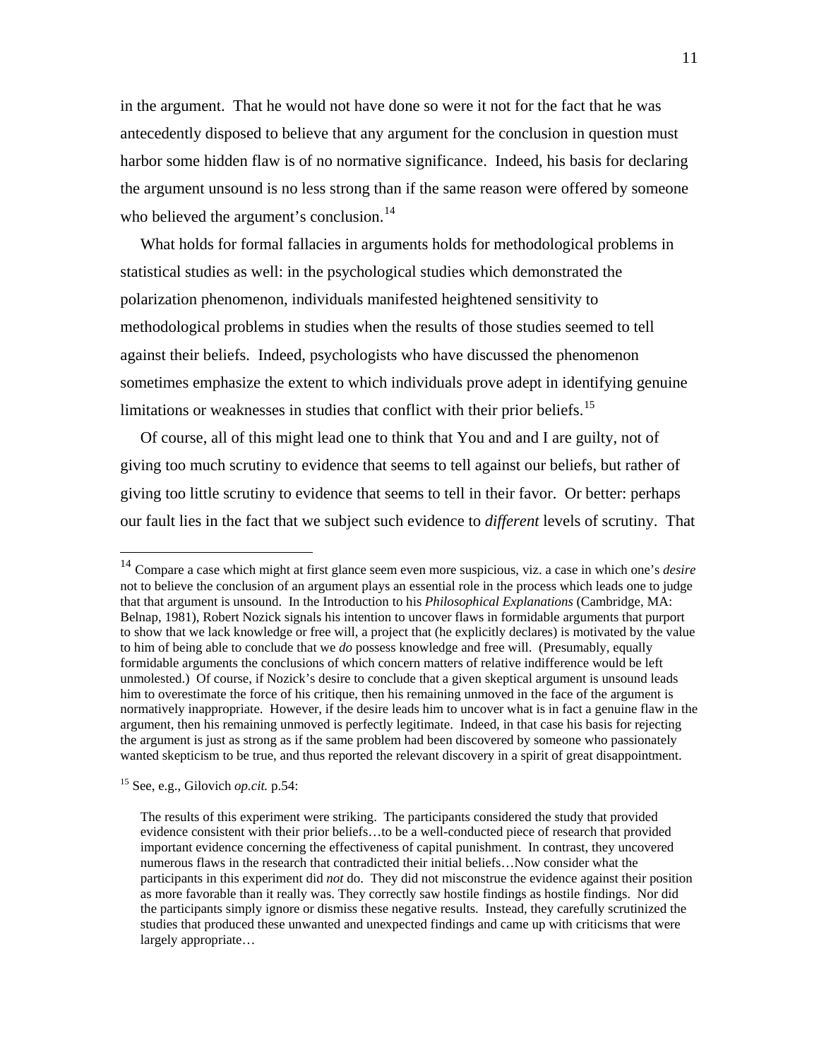in the argument. That he would not have done so were it not for the fact that he was antecedently disposed to believe that any argument for the conclusion in question must harbor some hidden flaw is of no normative significance. Indeed, his basis for declaring the argument unsound is no less strong than if the same reason were offered by someone who believed the argument's conclusion.[14]

What holds for formal fallacies in arguments holds for methodological problems in statistical studies as well: in the psychological studies which demonstrated the polarization phenomenon, individuals manifested heightened sensitivity to methodological problems in studies when the results of those studies seemed to tell against their beliefs. Indeed, psychologists who have discussed the phenomenon sometimes emphasize the extent to which individuals prove adept in identifying genuine limitations or weaknesses in studies that conflict with their prior beliefs.[15]

Of course, all of this might lead one to think that You and and I are guilty, not of giving too much scrutiny to evidence that seems to tell against our beliefs, but rather of giving too little scrutiny to evidence that seems to tell in their favor. Or better: perhaps our fault lies in the fact that we subject such evidence to *different* levels of scrutiny. That

---

[14] Compare a case which might at first glance seem even more suspicious, viz. a case in which one's *desire* not to believe the conclusion of an argument plays an essential role in the process which leads one to judge that that argument is unsound. In the Introduction to his *Philosophical Explanations* (Cambridge, MA: Belnap, 1981), Robert Nozick signals his intention to uncover flaws in formidable arguments that purport to show that we lack knowledge or free will, a project that (he explicitly declares) is motivated by the value to him of being able to conclude that we *do* possess knowledge and free will. (Presumably, equally formidable arguments the conclusions of which concern matters of relative indifference would be left unmolested.) Of course, if Nozick's desire to conclude that a given skeptical argument is unsound leads him to overestimate the force of his critique, then his remaining unmoved in the face of the argument is normatively inappropriate. However, if the desire leads him to uncover what is in fact a genuine flaw in the argument, then his remaining unmoved is perfectly legitimate. Indeed, in that case his basis for rejecting the argument is just as strong as if the same problem had been discovered by someone who passionately wanted skepticism to be true, and thus reported the relevant discovery in a spirit of great disappointment.

[15] See, e.g., Gilovich *op.cit.* p.54:

> The results of this experiment were striking. The participants considered the study that provided evidence consistent with their prior beliefs…to be a well-conducted piece of research that provided important evidence concerning the effectiveness of capital punishment. In contrast, they uncovered numerous flaws in the research that contradicted their initial beliefs…Now consider what the participants in this experiment did *not* do. They did not misconstrue the evidence against their position as more favorable than it really was. They correctly saw hostile findings as hostile findings. Nor did the participants simply ignore or dismiss these negative results. Instead, they carefully scrutinized the studies that produced these unwanted and unexpected findings and came up with criticisms that were largely appropriate…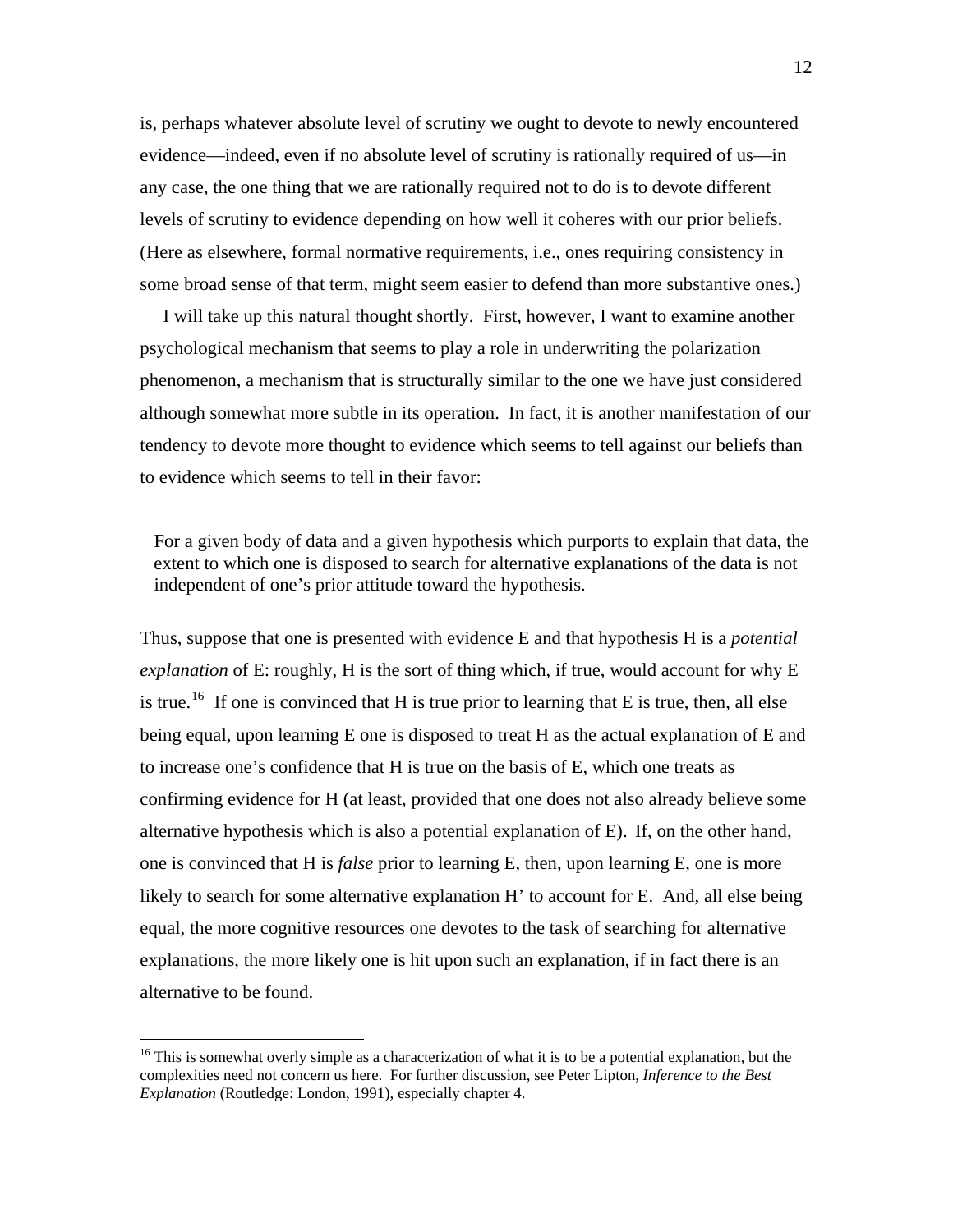is, perhaps whatever absolute level of scrutiny we ought to devote to newly encountered evidence—indeed, even if no absolute level of scrutiny is rationally required of us—in any case, the one thing that we are rationally required not to do is to devote different levels of scrutiny to evidence depending on how well it coheres with our prior beliefs. (Here as elsewhere, formal normative requirements, i.e., ones requiring consistency in some broad sense of that term, might seem easier to defend than more substantive ones.)

I will take up this natural thought shortly. First, however, I want to examine another psychological mechanism that seems to play a role in underwriting the polarization phenomenon, a mechanism that is structurally similar to the one we have just considered although somewhat more subtle in its operation. In fact, it is another manifestation of our tendency to devote more thought to evidence which seems to tell against our beliefs than to evidence which seems to tell in their favor:

> For a given body of data and a given hypothesis which purports to explain that data, the extent to which one is disposed to search for alternative explanations of the data is not independent of one's prior attitude toward the hypothesis.

Thus, suppose that one is presented with evidence E and that hypothesis H is a *potential explanation* of E: roughly, H is the sort of thing which, if true, would account for why E is true.[16] If one is convinced that H is true prior to learning that E is true, then, all else being equal, upon learning E one is disposed to treat H as the actual explanation of E and to increase one's confidence that H is true on the basis of E, which one treats as confirming evidence for H (at least, provided that one does not also already believe some alternative hypothesis which is also a potential explanation of E). If, on the other hand, one is convinced that H is *false* prior to learning E, then, upon learning E, one is more likely to search for some alternative explanation H' to account for E. And, all else being equal, the more cognitive resources one devotes to the task of searching for alternative explanations, the more likely one is hit upon such an explanation, if in fact there is an alternative to be found.

---

[16] This is somewhat overly simple as a characterization of what it is to be a potential explanation, but the complexities need not concern us here. For further discussion, see Peter Lipton, *Inference to the Best Explanation* (Routledge: London, 1991), especially chapter 4.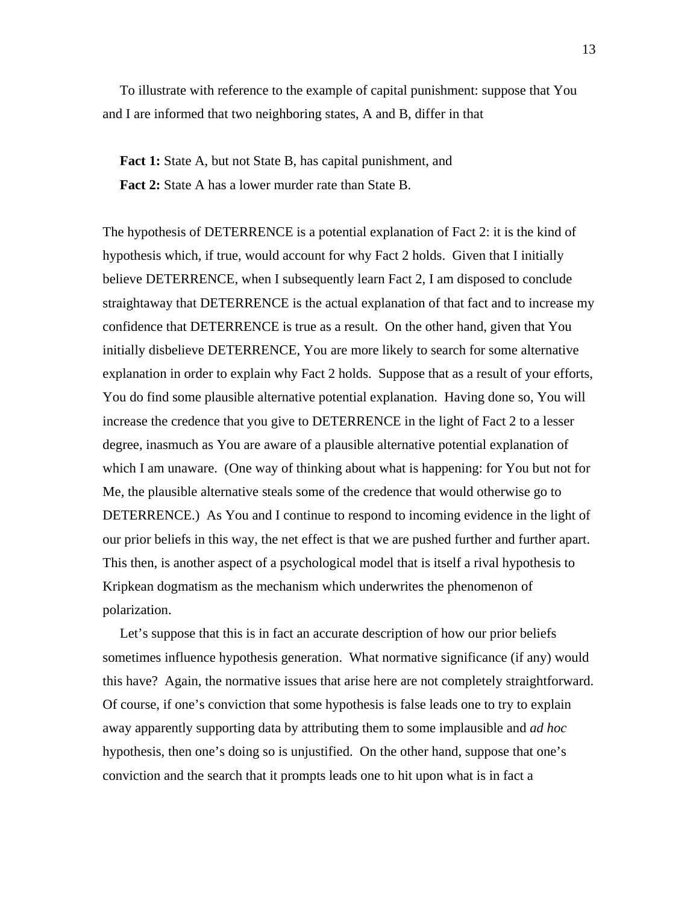To illustrate with reference to the example of capital punishment: suppose that You and I are informed that two neighboring states, A and B, differ in that

**Fact 1:** State A, but not State B, has capital punishment, and

**Fact 2:** State A has a lower murder rate than State B.

The hypothesis of DETERRENCE is a potential explanation of Fact 2: it is the kind of hypothesis which, if true, would account for why Fact 2 holds. Given that I initially believe DETERRENCE, when I subsequently learn Fact 2, I am disposed to conclude straightaway that DETERRENCE is the actual explanation of that fact and to increase my confidence that DETERRENCE is true as a result. On the other hand, given that You initially disbelieve DETERRENCE, You are more likely to search for some alternative explanation in order to explain why Fact 2 holds. Suppose that as a result of your efforts, You do find some plausible alternative potential explanation. Having done so, You will increase the credence that you give to DETERRENCE in the light of Fact 2 to a lesser degree, inasmuch as You are aware of a plausible alternative potential explanation of which I am unaware. (One way of thinking about what is happening: for You but not for Me, the plausible alternative steals some of the credence that would otherwise go to DETERRENCE.) As You and I continue to respond to incoming evidence in the light of our prior beliefs in this way, the net effect is that we are pushed further and further apart. This then, is another aspect of a psychological model that is itself a rival hypothesis to Kripkean dogmatism as the mechanism which underwrites the phenomenon of polarization.

Let's suppose that this is in fact an accurate description of how our prior beliefs sometimes influence hypothesis generation. What normative significance (if any) would this have? Again, the normative issues that arise here are not completely straightforward. Of course, if one's conviction that some hypothesis is false leads one to try to explain away apparently supporting data by attributing them to some implausible and *ad hoc* hypothesis, then one's doing so is unjustified. On the other hand, suppose that one's conviction and the search that it prompts leads one to hit upon what is in fact a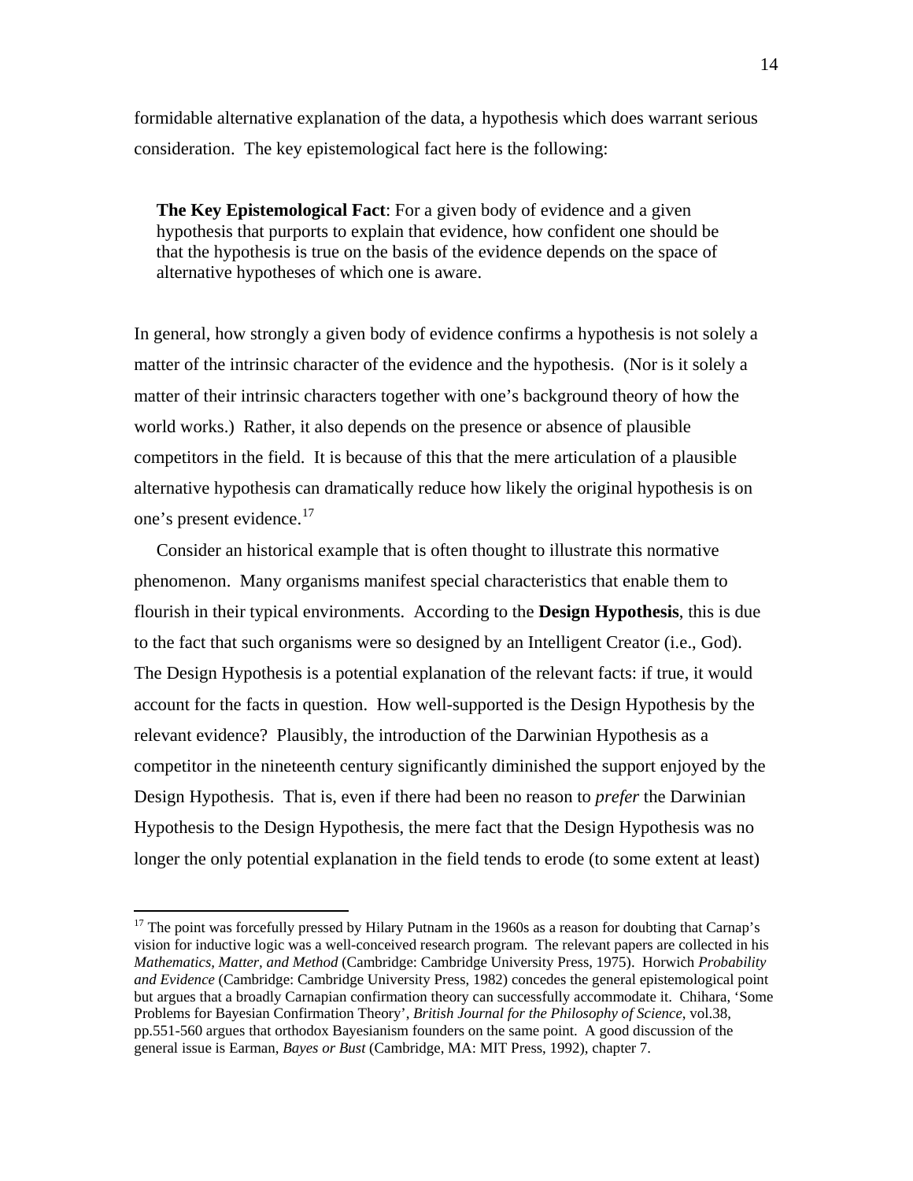formidable alternative explanation of the data, a hypothesis which does warrant serious consideration. The key epistemological fact here is the following:

> **The Key Epistemological Fact**: For a given body of evidence and a given hypothesis that purports to explain that evidence, how confident one should be that the hypothesis is true on the basis of the evidence depends on the space of alternative hypotheses of which one is aware.

In general, how strongly a given body of evidence confirms a hypothesis is not solely a matter of the intrinsic character of the evidence and the hypothesis. (Nor is it solely a matter of their intrinsic characters together with one's background theory of how the world works.) Rather, it also depends on the presence or absence of plausible competitors in the field. It is because of this that the mere articulation of a plausible alternative hypothesis can dramatically reduce how likely the original hypothesis is on one's present evidence.[17]

Consider an historical example that is often thought to illustrate this normative phenomenon. Many organisms manifest special characteristics that enable them to flourish in their typical environments. According to the **Design Hypothesis**, this is due to the fact that such organisms were so designed by an Intelligent Creator (i.e., God). The Design Hypothesis is a potential explanation of the relevant facts: if true, it would account for the facts in question. How well-supported is the Design Hypothesis by the relevant evidence? Plausibly, the introduction of the Darwinian Hypothesis as a competitor in the nineteenth century significantly diminished the support enjoyed by the Design Hypothesis. That is, even if there had been no reason to *prefer* the Darwinian Hypothesis to the Design Hypothesis, the mere fact that the Design Hypothesis was no longer the only potential explanation in the field tends to erode (to some extent at least)

---

[17] The point was forcefully pressed by Hilary Putnam in the 1960s as a reason for doubting that Carnap's vision for inductive logic was a well-conceived research program. The relevant papers are collected in his *Mathematics, Matter, and Method* (Cambridge: Cambridge University Press, 1975). Horwich *Probability and Evidence* (Cambridge: Cambridge University Press, 1982) concedes the general epistemological point but argues that a broadly Carnapian confirmation theory can successfully accommodate it. Chihara, 'Some Problems for Bayesian Confirmation Theory', *British Journal for the Philosophy of Science*, vol.38, pp.551-560 argues that orthodox Bayesianism founders on the same point. A good discussion of the general issue is Earman, *Bayes or Bust* (Cambridge, MA: MIT Press, 1992), chapter 7.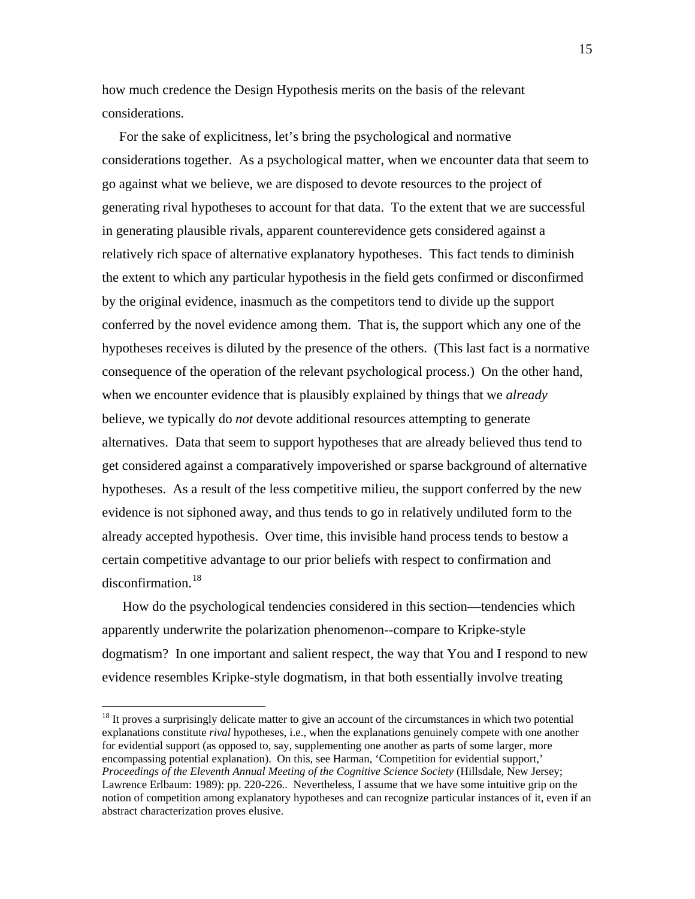how much credence the Design Hypothesis merits on the basis of the relevant considerations.

For the sake of explicitness, let's bring the psychological and normative considerations together. As a psychological matter, when we encounter data that seem to go against what we believe, we are disposed to devote resources to the project of generating rival hypotheses to account for that data. To the extent that we are successful in generating plausible rivals, apparent counterevidence gets considered against a relatively rich space of alternative explanatory hypotheses. This fact tends to diminish the extent to which any particular hypothesis in the field gets confirmed or disconfirmed by the original evidence, inasmuch as the competitors tend to divide up the support conferred by the novel evidence among them. That is, the support which any one of the hypotheses receives is diluted by the presence of the others. (This last fact is a normative consequence of the operation of the relevant psychological process.) On the other hand, when we encounter evidence that is plausibly explained by things that we *already* believe, we typically do *not* devote additional resources attempting to generate alternatives. Data that seem to support hypotheses that are already believed thus tend to get considered against a comparatively impoverished or sparse background of alternative hypotheses. As a result of the less competitive milieu, the support conferred by the new evidence is not siphoned away, and thus tends to go in relatively undiluted form to the already accepted hypothesis. Over time, this invisible hand process tends to bestow a certain competitive advantage to our prior beliefs with respect to confirmation and disconfirmation.[18]

How do the psychological tendencies considered in this section—tendencies which apparently underwrite the polarization phenomenon--compare to Kripke-style dogmatism? In one important and salient respect, the way that You and I respond to new evidence resembles Kripke-style dogmatism, in that both essentially involve treating

[18] It proves a surprisingly delicate matter to give an account of the circumstances in which two potential explanations constitute *rival* hypotheses, i.e., when the explanations genuinely compete with one another for evidential support (as opposed to, say, supplementing one another as parts of some larger, more encompassing potential explanation). On this, see Harman, 'Competition for evidential support,' *Proceedings of the Eleventh Annual Meeting of the Cognitive Science Society* (Hillsdale, New Jersey; Lawrence Erlbaum: 1989): pp. 220-226.. Nevertheless, I assume that we have some intuitive grip on the notion of competition among explanatory hypotheses and can recognize particular instances of it, even if an abstract characterization proves elusive.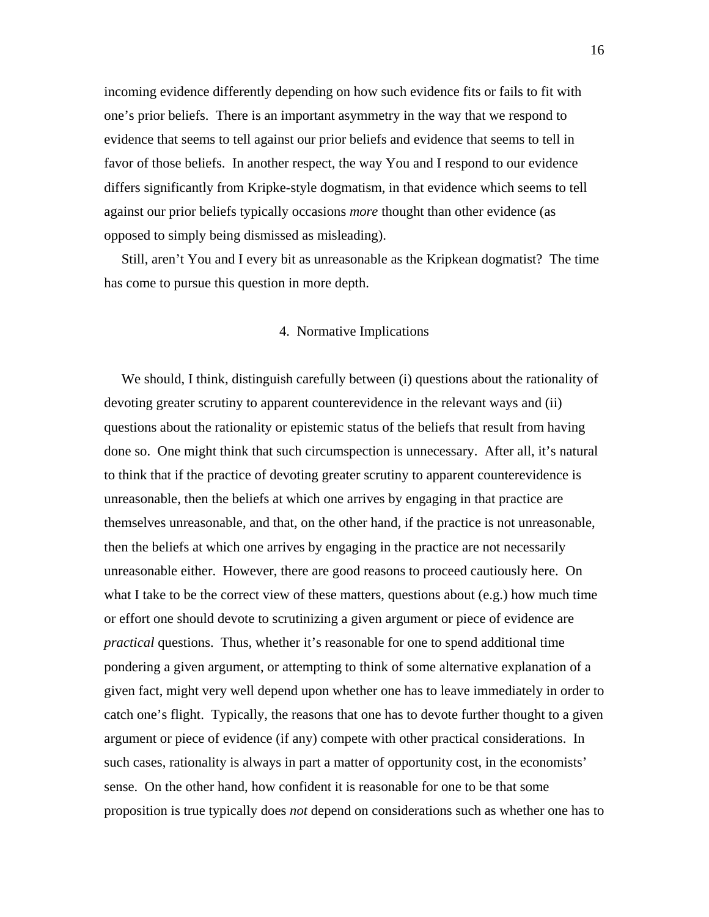incoming evidence differently depending on how such evidence fits or fails to fit with one's prior beliefs. There is an important asymmetry in the way that we respond to evidence that seems to tell against our prior beliefs and evidence that seems to tell in favor of those beliefs. In another respect, the way You and I respond to our evidence differs significantly from Kripke-style dogmatism, in that evidence which seems to tell against our prior beliefs typically occasions *more* thought than other evidence (as opposed to simply being dismissed as misleading).

Still, aren't You and I every bit as unreasonable as the Kripkean dogmatist? The time has come to pursue this question in more depth.

## 4. Normative Implications

We should, I think, distinguish carefully between (i) questions about the rationality of devoting greater scrutiny to apparent counterevidence in the relevant ways and (ii) questions about the rationality or epistemic status of the beliefs that result from having done so. One might think that such circumspection is unnecessary. After all, it's natural to think that if the practice of devoting greater scrutiny to apparent counterevidence is unreasonable, then the beliefs at which one arrives by engaging in that practice are themselves unreasonable, and that, on the other hand, if the practice is not unreasonable, then the beliefs at which one arrives by engaging in the practice are not necessarily unreasonable either. However, there are good reasons to proceed cautiously here. On what I take to be the correct view of these matters, questions about (e.g.) how much time or effort one should devote to scrutinizing a given argument or piece of evidence are *practical* questions. Thus, whether it's reasonable for one to spend additional time pondering a given argument, or attempting to think of some alternative explanation of a given fact, might very well depend upon whether one has to leave immediately in order to catch one's flight. Typically, the reasons that one has to devote further thought to a given argument or piece of evidence (if any) compete with other practical considerations. In such cases, rationality is always in part a matter of opportunity cost, in the economists' sense. On the other hand, how confident it is reasonable for one to be that some proposition is true typically does *not* depend on considerations such as whether one has to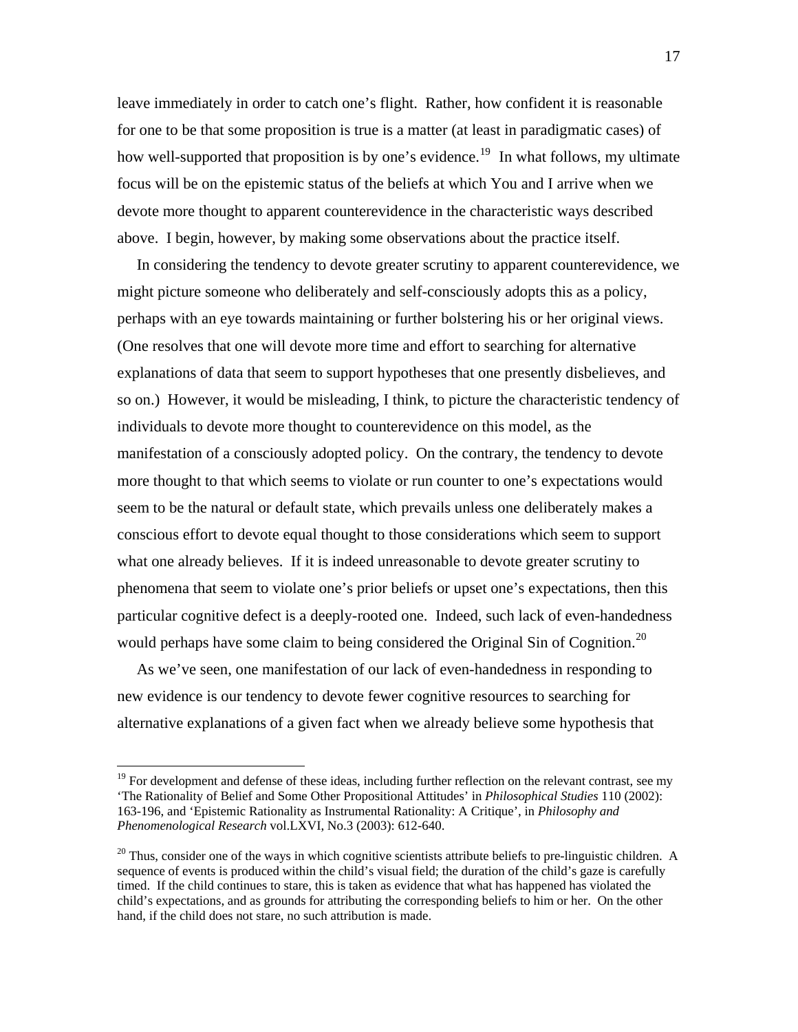leave immediately in order to catch one's flight. Rather, how confident it is reasonable for one to be that some proposition is true is a matter (at least in paradigmatic cases) of how well-supported that proposition is by one's evidence.[19] In what follows, my ultimate focus will be on the epistemic status of the beliefs at which You and I arrive when we devote more thought to apparent counterevidence in the characteristic ways described above. I begin, however, by making some observations about the practice itself.

In considering the tendency to devote greater scrutiny to apparent counterevidence, we might picture someone who deliberately and self-consciously adopts this as a policy, perhaps with an eye towards maintaining or further bolstering his or her original views. (One resolves that one will devote more time and effort to searching for alternative explanations of data that seem to support hypotheses that one presently disbelieves, and so on.) However, it would be misleading, I think, to picture the characteristic tendency of individuals to devote more thought to counterevidence on this model, as the manifestation of a consciously adopted policy. On the contrary, the tendency to devote more thought to that which seems to violate or run counter to one's expectations would seem to be the natural or default state, which prevails unless one deliberately makes a conscious effort to devote equal thought to those considerations which seem to support what one already believes. If it is indeed unreasonable to devote greater scrutiny to phenomena that seem to violate one's prior beliefs or upset one's expectations, then this particular cognitive defect is a deeply-rooted one. Indeed, such lack of even-handedness would perhaps have some claim to being considered the Original Sin of Cognition.[20]

As we've seen, one manifestation of our lack of even-handedness in responding to new evidence is our tendency to devote fewer cognitive resources to searching for alternative explanations of a given fact when we already believe some hypothesis that

---

[19] For development and defense of these ideas, including further reflection on the relevant contrast, see my 'The Rationality of Belief and Some Other Propositional Attitudes' in *Philosophical Studies* 110 (2002): 163-196, and 'Epistemic Rationality as Instrumental Rationality: A Critique', in *Philosophy and Phenomenological Research* vol.LXVI, No.3 (2003): 612-640.

[20] Thus, consider one of the ways in which cognitive scientists attribute beliefs to pre-linguistic children. A sequence of events is produced within the child's visual field; the duration of the child's gaze is carefully timed. If the child continues to stare, this is taken as evidence that what has happened has violated the child's expectations, and as grounds for attributing the corresponding beliefs to him or her. On the other hand, if the child does not stare, no such attribution is made.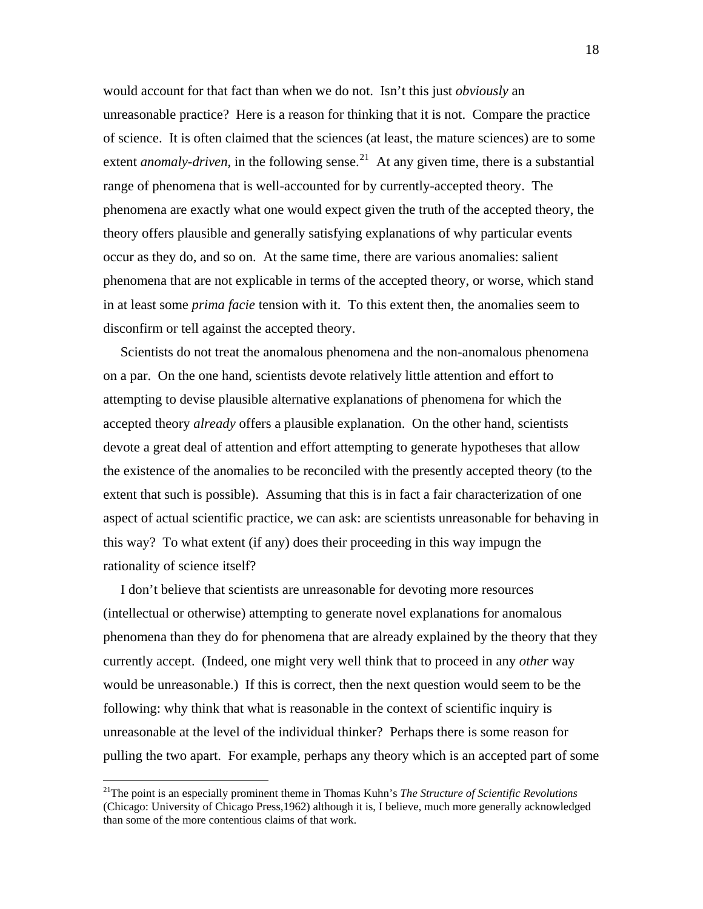would account for that fact than when we do not. Isn't this just *obviously* an unreasonable practice? Here is a reason for thinking that it is not. Compare the practice of science. It is often claimed that the sciences (at least, the mature sciences) are to some extent *anomaly-driven,* in the following sense.[21] At any given time, there is a substantial range of phenomena that is well-accounted for by currently-accepted theory. The phenomena are exactly what one would expect given the truth of the accepted theory, the theory offers plausible and generally satisfying explanations of why particular events occur as they do, and so on. At the same time, there are various anomalies: salient phenomena that are not explicable in terms of the accepted theory, or worse, which stand in at least some *prima facie* tension with it. To this extent then, the anomalies seem to disconfirm or tell against the accepted theory.

Scientists do not treat the anomalous phenomena and the non-anomalous phenomena on a par. On the one hand, scientists devote relatively little attention and effort to attempting to devise plausible alternative explanations of phenomena for which the accepted theory *already* offers a plausible explanation. On the other hand, scientists devote a great deal of attention and effort attempting to generate hypotheses that allow the existence of the anomalies to be reconciled with the presently accepted theory (to the extent that such is possible). Assuming that this is in fact a fair characterization of one aspect of actual scientific practice, we can ask: are scientists unreasonable for behaving in this way? To what extent (if any) does their proceeding in this way impugn the rationality of science itself?

I don't believe that scientists are unreasonable for devoting more resources (intellectual or otherwise) attempting to generate novel explanations for anomalous phenomena than they do for phenomena that are already explained by the theory that they currently accept. (Indeed, one might very well think that to proceed in any *other* way would be unreasonable.) If this is correct, then the next question would seem to be the following: why think that what is reasonable in the context of scientific inquiry is unreasonable at the level of the individual thinker? Perhaps there is some reason for pulling the two apart. For example, perhaps any theory which is an accepted part of some

---

[21]The point is an especially prominent theme in Thomas Kuhn's *The Structure of Scientific Revolutions* (Chicago: University of Chicago Press,1962) although it is, I believe, much more generally acknowledged than some of the more contentious claims of that work.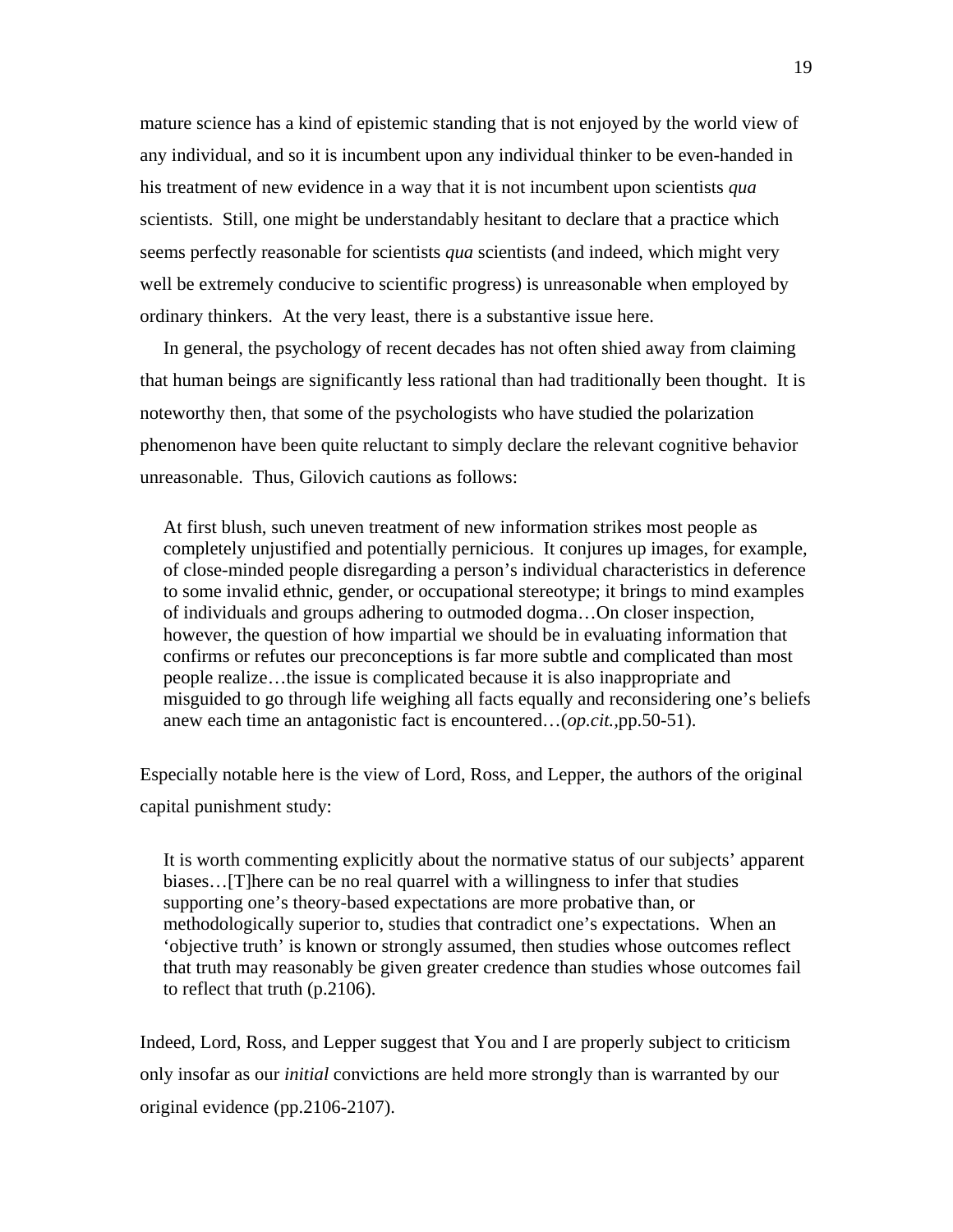mature science has a kind of epistemic standing that is not enjoyed by the world view of any individual, and so it is incumbent upon any individual thinker to be even-handed in his treatment of new evidence in a way that it is not incumbent upon scientists *qua* scientists. Still, one might be understandably hesitant to declare that a practice which seems perfectly reasonable for scientists *qua* scientists (and indeed, which might very well be extremely conducive to scientific progress) is unreasonable when employed by ordinary thinkers. At the very least, there is a substantive issue here.

In general, the psychology of recent decades has not often shied away from claiming that human beings are significantly less rational than had traditionally been thought. It is noteworthy then, that some of the psychologists who have studied the polarization phenomenon have been quite reluctant to simply declare the relevant cognitive behavior unreasonable. Thus, Gilovich cautions as follows:

> At first blush, such uneven treatment of new information strikes most people as completely unjustified and potentially pernicious. It conjures up images, for example, of close-minded people disregarding a person's individual characteristics in deference to some invalid ethnic, gender, or occupational stereotype; it brings to mind examples of individuals and groups adhering to outmoded dogma…On closer inspection, however, the question of how impartial we should be in evaluating information that confirms or refutes our preconceptions is far more subtle and complicated than most people realize…the issue is complicated because it is also inappropriate and misguided to go through life weighing all facts equally and reconsidering one's beliefs anew each time an antagonistic fact is encountered…(*op.cit.*,pp.50-51).

Especially notable here is the view of Lord, Ross, and Lepper, the authors of the original capital punishment study:

> It is worth commenting explicitly about the normative status of our subjects' apparent biases…[T]here can be no real quarrel with a willingness to infer that studies supporting one's theory-based expectations are more probative than, or methodologically superior to, studies that contradict one's expectations. When an 'objective truth' is known or strongly assumed, then studies whose outcomes reflect that truth may reasonably be given greater credence than studies whose outcomes fail to reflect that truth (p.2106).

Indeed, Lord, Ross, and Lepper suggest that You and I are properly subject to criticism only insofar as our *initial* convictions are held more strongly than is warranted by our original evidence (pp.2106-2107).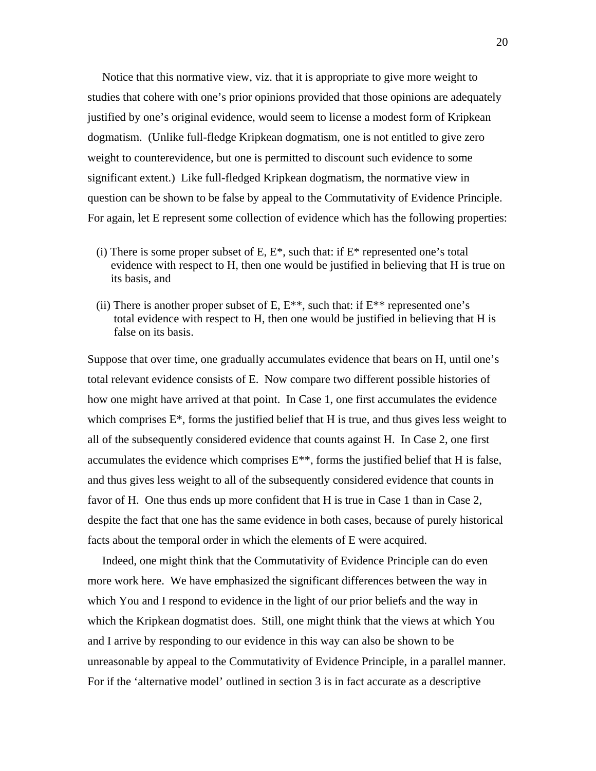Notice that this normative view, viz. that it is appropriate to give more weight to studies that cohere with one's prior opinions provided that those opinions are adequately justified by one's original evidence, would seem to license a modest form of Kripkean dogmatism. (Unlike full-fledge Kripkean dogmatism, one is not entitled to give zero weight to counterevidence, but one is permitted to discount such evidence to some significant extent.) Like full-fledged Kripkean dogmatism, the normative view in question can be shown to be false by appeal to the Commutativity of Evidence Principle. For again, let E represent some collection of evidence which has the following properties:

(i) There is some proper subset of E, E*, such that: if E* represented one's total evidence with respect to H, then one would be justified in believing that H is true on its basis, and

(ii) There is another proper subset of E, E**, such that: if E** represented one's total evidence with respect to H, then one would be justified in believing that H is false on its basis.

Suppose that over time, one gradually accumulates evidence that bears on H, until one's total relevant evidence consists of E. Now compare two different possible histories of how one might have arrived at that point. In Case 1, one first accumulates the evidence which comprises E*, forms the justified belief that H is true, and thus gives less weight to all of the subsequently considered evidence that counts against H. In Case 2, one first accumulates the evidence which comprises E**, forms the justified belief that H is false, and thus gives less weight to all of the subsequently considered evidence that counts in favor of H. One thus ends up more confident that H is true in Case 1 than in Case 2, despite the fact that one has the same evidence in both cases, because of purely historical facts about the temporal order in which the elements of E were acquired.

Indeed, one might think that the Commutativity of Evidence Principle can do even more work here. We have emphasized the significant differences between the way in which You and I respond to evidence in the light of our prior beliefs and the way in which the Kripkean dogmatist does. Still, one might think that the views at which You and I arrive by responding to our evidence in this way can also be shown to be unreasonable by appeal to the Commutativity of Evidence Principle, in a parallel manner. For if the 'alternative model' outlined in section 3 is in fact accurate as a descriptive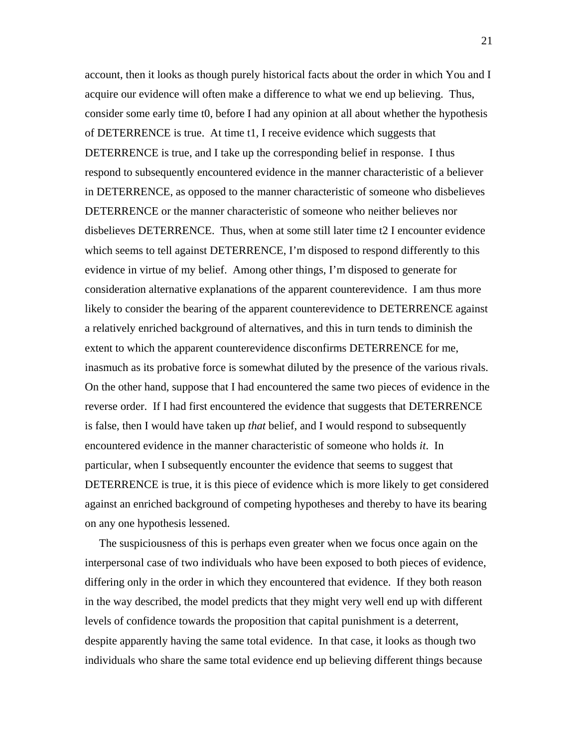account, then it looks as though purely historical facts about the order in which You and I acquire our evidence will often make a difference to what we end up believing. Thus, consider some early time t0, before I had any opinion at all about whether the hypothesis of DETERRENCE is true. At time t1, I receive evidence which suggests that DETERRENCE is true, and I take up the corresponding belief in response. I thus respond to subsequently encountered evidence in the manner characteristic of a believer in DETERRENCE, as opposed to the manner characteristic of someone who disbelieves DETERRENCE or the manner characteristic of someone who neither believes nor disbelieves DETERRENCE. Thus, when at some still later time t2 I encounter evidence which seems to tell against DETERRENCE, I'm disposed to respond differently to this evidence in virtue of my belief. Among other things, I'm disposed to generate for consideration alternative explanations of the apparent counterevidence. I am thus more likely to consider the bearing of the apparent counterevidence to DETERRENCE against a relatively enriched background of alternatives, and this in turn tends to diminish the extent to which the apparent counterevidence disconfirms DETERRENCE for me, inasmuch as its probative force is somewhat diluted by the presence of the various rivals. On the other hand, suppose that I had encountered the same two pieces of evidence in the reverse order. If I had first encountered the evidence that suggests that DETERRENCE is false, then I would have taken up *that* belief, and I would respond to subsequently encountered evidence in the manner characteristic of someone who holds *it*. In particular, when I subsequently encounter the evidence that seems to suggest that DETERRENCE is true, it is this piece of evidence which is more likely to get considered against an enriched background of competing hypotheses and thereby to have its bearing on any one hypothesis lessened.

The suspiciousness of this is perhaps even greater when we focus once again on the interpersonal case of two individuals who have been exposed to both pieces of evidence, differing only in the order in which they encountered that evidence. If they both reason in the way described, the model predicts that they might very well end up with different levels of confidence towards the proposition that capital punishment is a deterrent, despite apparently having the same total evidence. In that case, it looks as though two individuals who share the same total evidence end up believing different things because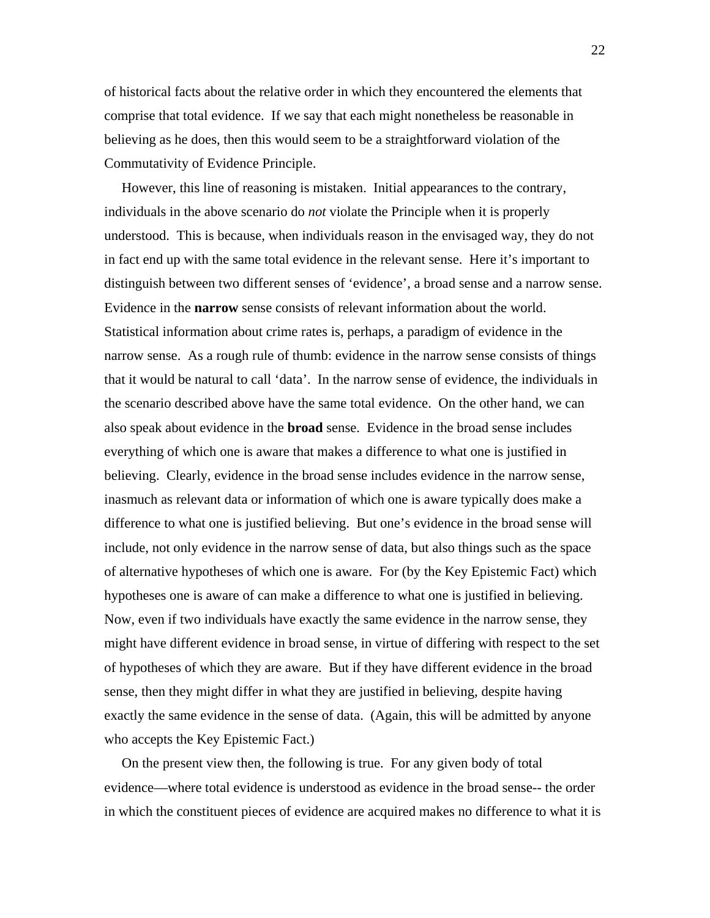of historical facts about the relative order in which they encountered the elements that comprise that total evidence. If we say that each might nonetheless be reasonable in believing as he does, then this would seem to be a straightforward violation of the Commutativity of Evidence Principle.

However, this line of reasoning is mistaken. Initial appearances to the contrary, individuals in the above scenario do *not* violate the Principle when it is properly understood. This is because, when individuals reason in the envisaged way, they do not in fact end up with the same total evidence in the relevant sense. Here it's important to distinguish between two different senses of 'evidence', a broad sense and a narrow sense. Evidence in the **narrow** sense consists of relevant information about the world. Statistical information about crime rates is, perhaps, a paradigm of evidence in the narrow sense. As a rough rule of thumb: evidence in the narrow sense consists of things that it would be natural to call 'data'. In the narrow sense of evidence, the individuals in the scenario described above have the same total evidence. On the other hand, we can also speak about evidence in the **broad** sense. Evidence in the broad sense includes everything of which one is aware that makes a difference to what one is justified in believing. Clearly, evidence in the broad sense includes evidence in the narrow sense, inasmuch as relevant data or information of which one is aware typically does make a difference to what one is justified believing. But one's evidence in the broad sense will include, not only evidence in the narrow sense of data, but also things such as the space of alternative hypotheses of which one is aware. For (by the Key Epistemic Fact) which hypotheses one is aware of can make a difference to what one is justified in believing. Now, even if two individuals have exactly the same evidence in the narrow sense, they might have different evidence in broad sense, in virtue of differing with respect to the set of hypotheses of which they are aware. But if they have different evidence in the broad sense, then they might differ in what they are justified in believing, despite having exactly the same evidence in the sense of data. (Again, this will be admitted by anyone who accepts the Key Epistemic Fact.)

On the present view then, the following is true. For any given body of total evidence—where total evidence is understood as evidence in the broad sense-- the order in which the constituent pieces of evidence are acquired makes no difference to what it is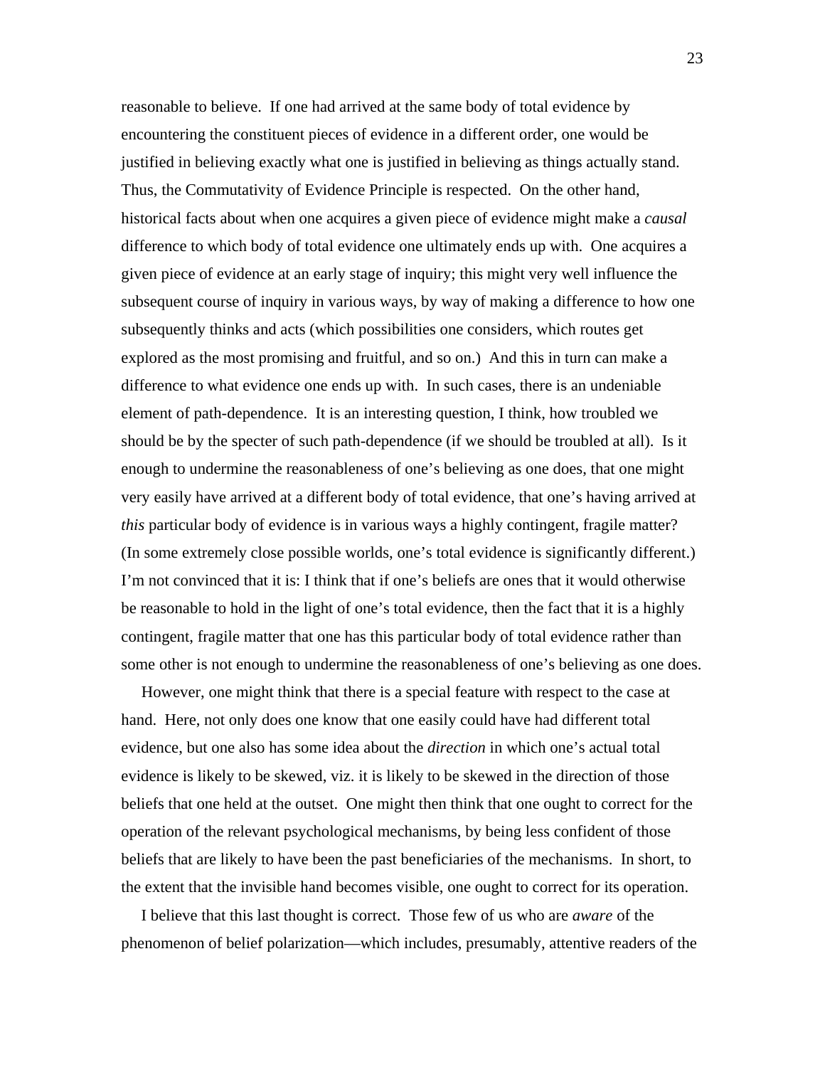reasonable to believe. If one had arrived at the same body of total evidence by encountering the constituent pieces of evidence in a different order, one would be justified in believing exactly what one is justified in believing as things actually stand. Thus, the Commutativity of Evidence Principle is respected. On the other hand, historical facts about when one acquires a given piece of evidence might make a *causal* difference to which body of total evidence one ultimately ends up with. One acquires a given piece of evidence at an early stage of inquiry; this might very well influence the subsequent course of inquiry in various ways, by way of making a difference to how one subsequently thinks and acts (which possibilities one considers, which routes get explored as the most promising and fruitful, and so on.) And this in turn can make a difference to what evidence one ends up with. In such cases, there is an undeniable element of path-dependence. It is an interesting question, I think, how troubled we should be by the specter of such path-dependence (if we should be troubled at all). Is it enough to undermine the reasonableness of one's believing as one does, that one might very easily have arrived at a different body of total evidence, that one's having arrived at *this* particular body of evidence is in various ways a highly contingent, fragile matter? (In some extremely close possible worlds, one's total evidence is significantly different.) I'm not convinced that it is: I think that if one's beliefs are ones that it would otherwise be reasonable to hold in the light of one's total evidence, then the fact that it is a highly contingent, fragile matter that one has this particular body of total evidence rather than some other is not enough to undermine the reasonableness of one's believing as one does.

However, one might think that there is a special feature with respect to the case at hand. Here, not only does one know that one easily could have had different total evidence, but one also has some idea about the *direction* in which one's actual total evidence is likely to be skewed, viz. it is likely to be skewed in the direction of those beliefs that one held at the outset. One might then think that one ought to correct for the operation of the relevant psychological mechanisms, by being less confident of those beliefs that are likely to have been the past beneficiaries of the mechanisms. In short, to the extent that the invisible hand becomes visible, one ought to correct for its operation.

I believe that this last thought is correct. Those few of us who are *aware* of the phenomenon of belief polarization—which includes, presumably, attentive readers of the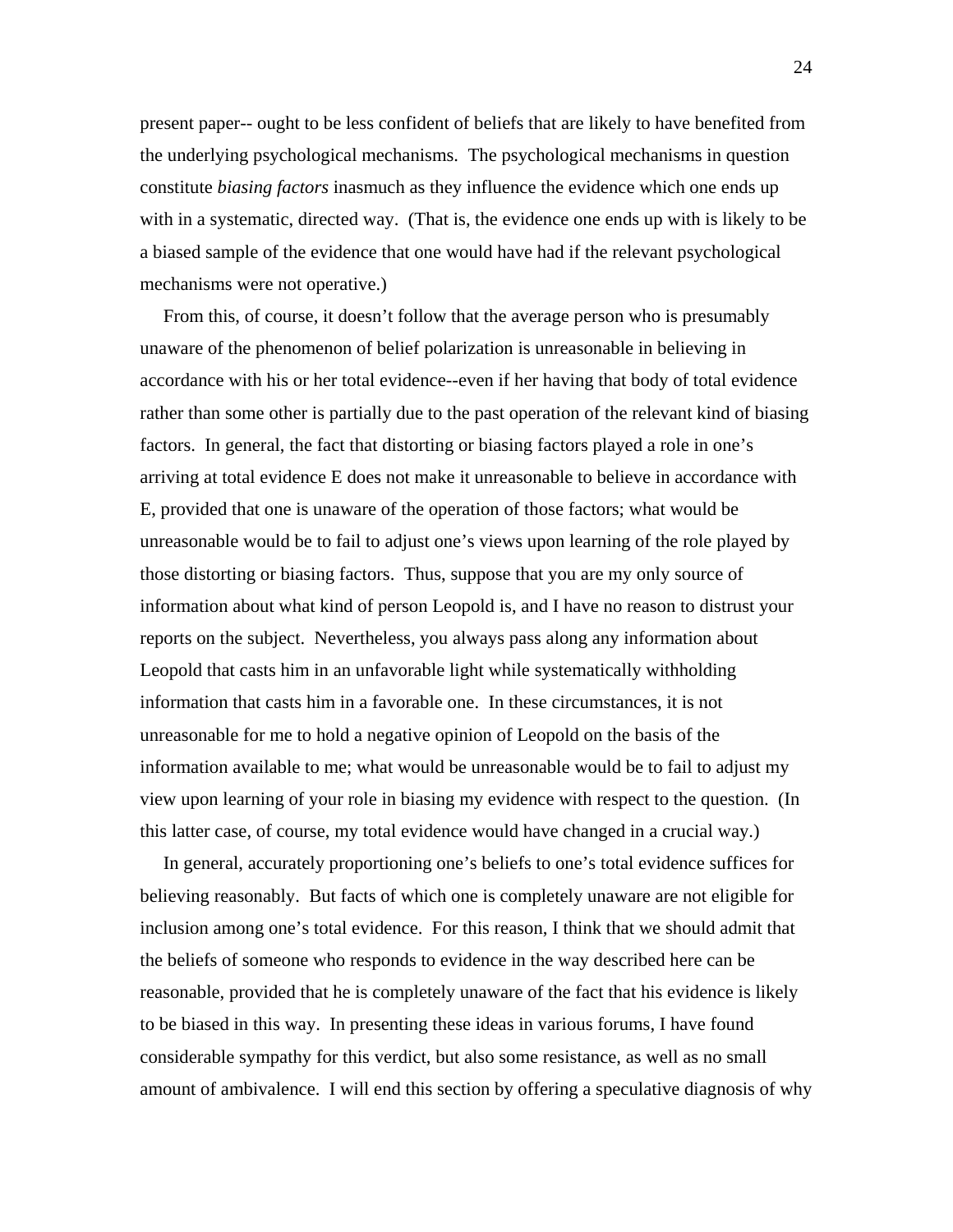present paper-- ought to be less confident of beliefs that are likely to have benefited from the underlying psychological mechanisms. The psychological mechanisms in question constitute *biasing factors* inasmuch as they influence the evidence which one ends up with in a systematic, directed way. (That is, the evidence one ends up with is likely to be a biased sample of the evidence that one would have had if the relevant psychological mechanisms were not operative.)

From this, of course, it doesn't follow that the average person who is presumably unaware of the phenomenon of belief polarization is unreasonable in believing in accordance with his or her total evidence--even if her having that body of total evidence rather than some other is partially due to the past operation of the relevant kind of biasing factors. In general, the fact that distorting or biasing factors played a role in one's arriving at total evidence E does not make it unreasonable to believe in accordance with E, provided that one is unaware of the operation of those factors; what would be unreasonable would be to fail to adjust one's views upon learning of the role played by those distorting or biasing factors. Thus, suppose that you are my only source of information about what kind of person Leopold is, and I have no reason to distrust your reports on the subject. Nevertheless, you always pass along any information about Leopold that casts him in an unfavorable light while systematically withholding information that casts him in a favorable one. In these circumstances, it is not unreasonable for me to hold a negative opinion of Leopold on the basis of the information available to me; what would be unreasonable would be to fail to adjust my view upon learning of your role in biasing my evidence with respect to the question. (In this latter case, of course, my total evidence would have changed in a crucial way.)

In general, accurately proportioning one's beliefs to one's total evidence suffices for believing reasonably. But facts of which one is completely unaware are not eligible for inclusion among one's total evidence. For this reason, I think that we should admit that the beliefs of someone who responds to evidence in the way described here can be reasonable, provided that he is completely unaware of the fact that his evidence is likely to be biased in this way. In presenting these ideas in various forums, I have found considerable sympathy for this verdict, but also some resistance, as well as no small amount of ambivalence. I will end this section by offering a speculative diagnosis of why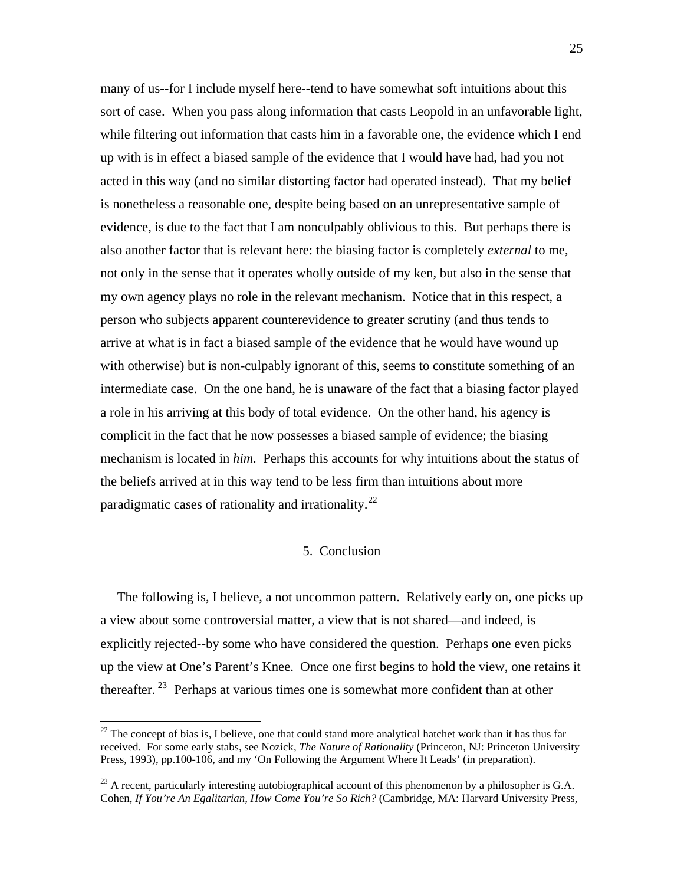many of us--for I include myself here--tend to have somewhat soft intuitions about this sort of case. When you pass along information that casts Leopold in an unfavorable light, while filtering out information that casts him in a favorable one, the evidence which I end up with is in effect a biased sample of the evidence that I would have had, had you not acted in this way (and no similar distorting factor had operated instead). That my belief is nonetheless a reasonable one, despite being based on an unrepresentative sample of evidence, is due to the fact that I am nonculpably oblivious to this. But perhaps there is also another factor that is relevant here: the biasing factor is completely *external* to me, not only in the sense that it operates wholly outside of my ken, but also in the sense that my own agency plays no role in the relevant mechanism. Notice that in this respect, a person who subjects apparent counterevidence to greater scrutiny (and thus tends to arrive at what is in fact a biased sample of the evidence that he would have wound up with otherwise) but is non-culpably ignorant of this, seems to constitute something of an intermediate case. On the one hand, he is unaware of the fact that a biasing factor played a role in his arriving at this body of total evidence. On the other hand, his agency is complicit in the fact that he now possesses a biased sample of evidence; the biasing mechanism is located in *him*. Perhaps this accounts for why intuitions about the status of the beliefs arrived at in this way tend to be less firm than intuitions about more paradigmatic cases of rationality and irrationality.[22]

## 5. Conclusion

The following is, I believe, a not uncommon pattern. Relatively early on, one picks up a view about some controversial matter, a view that is not shared—and indeed, is explicitly rejected--by some who have considered the question. Perhaps one even picks up the view at One's Parent's Knee. Once one first begins to hold the view, one retains it thereafter.[23] Perhaps at various times one is somewhat more confident than at other

---

[22] The concept of bias is, I believe, one that could stand more analytical hatchet work than it has thus far received. For some early stabs, see Nozick, *The Nature of Rationality* (Princeton, NJ: Princeton University Press, 1993), pp.100-106, and my 'On Following the Argument Where It Leads' (in preparation).

[23] A recent, particularly interesting autobiographical account of this phenomenon by a philosopher is G.A. Cohen, *If You're An Egalitarian, How Come You're So Rich?* (Cambridge, MA: Harvard University Press,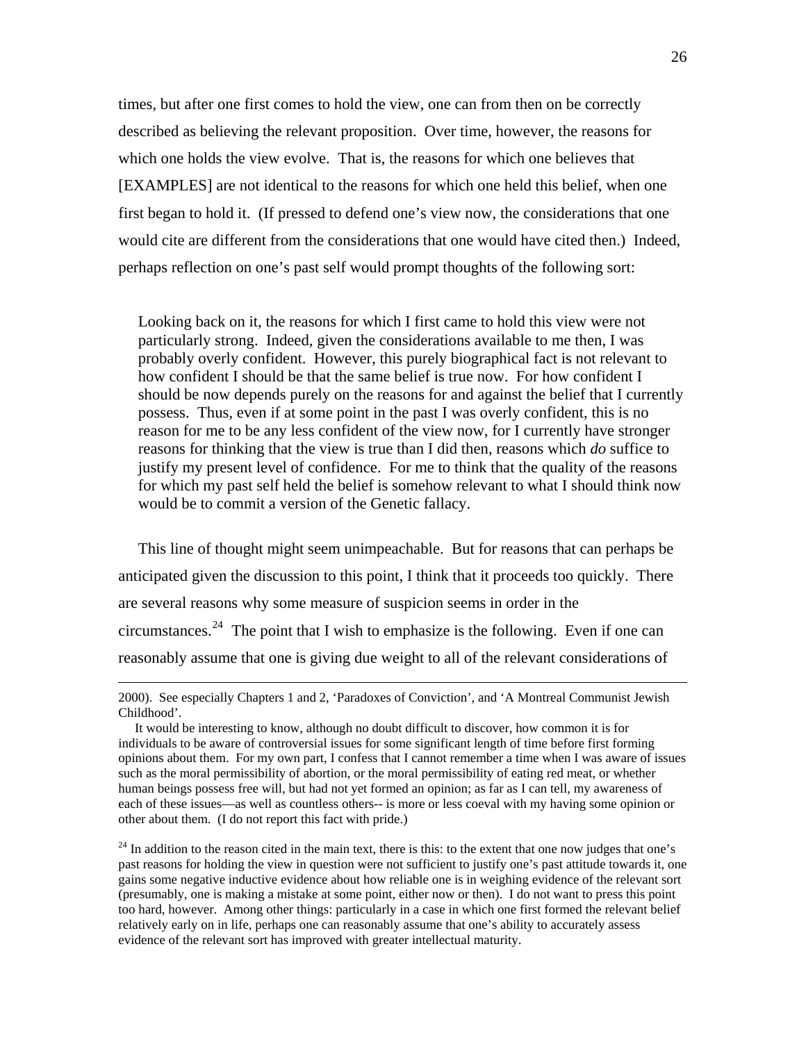times, but after one first comes to hold the view, one can from then on be correctly described as believing the relevant proposition. Over time, however, the reasons for which one holds the view evolve. That is, the reasons for which one believes that [EXAMPLES] are not identical to the reasons for which one held this belief, when one first began to hold it. (If pressed to defend one's view now, the considerations that one would cite are different from the considerations that one would have cited then.) Indeed, perhaps reflection on one's past self would prompt thoughts of the following sort:

> Looking back on it, the reasons for which I first came to hold this view were not particularly strong. Indeed, given the considerations available to me then, I was probably overly confident. However, this purely biographical fact is not relevant to how confident I should be that the same belief is true now. For how confident I should be now depends purely on the reasons for and against the belief that I currently possess. Thus, even if at some point in the past I was overly confident, this is no reason for me to be any less confident of the view now, for I currently have stronger reasons for thinking that the view is true than I did then, reasons which *do* suffice to justify my present level of confidence. For me to think that the quality of the reasons for which my past self held the belief is somehow relevant to what I should think now would be to commit a version of the Genetic fallacy.

This line of thought might seem unimpeachable. But for reasons that can perhaps be anticipated given the discussion to this point, I think that it proceeds too quickly. There are several reasons why some measure of suspicion seems in order in the circumstances.[24] The point that I wish to emphasize is the following. Even if one can reasonably assume that one is giving due weight to all of the relevant considerations of

---

2000). See especially Chapters 1 and 2, 'Paradoxes of Conviction', and 'A Montreal Communist Jewish Childhood'.

It would be interesting to know, although no doubt difficult to discover, how common it is for individuals to be aware of controversial issues for some significant length of time before first forming opinions about them. For my own part, I confess that I cannot remember a time when I was aware of issues such as the moral permissibility of abortion, or the moral permissibility of eating red meat, or whether human beings possess free will, but had not yet formed an opinion; as far as I can tell, my awareness of each of these issues—as well as countless others-- is more or less coeval with my having some opinion or other about them. (I do not report this fact with pride.)

[24] In addition to the reason cited in the main text, there is this: to the extent that one now judges that one's past reasons for holding the view in question were not sufficient to justify one's past attitude towards it, one gains some negative inductive evidence about how reliable one is in weighing evidence of the relevant sort (presumably, one is making a mistake at some point, either now or then). I do not want to press this point too hard, however. Among other things: particularly in a case in which one first formed the relevant belief relatively early on in life, perhaps one can reasonably assume that one's ability to accurately assess evidence of the relevant sort has improved with greater intellectual maturity.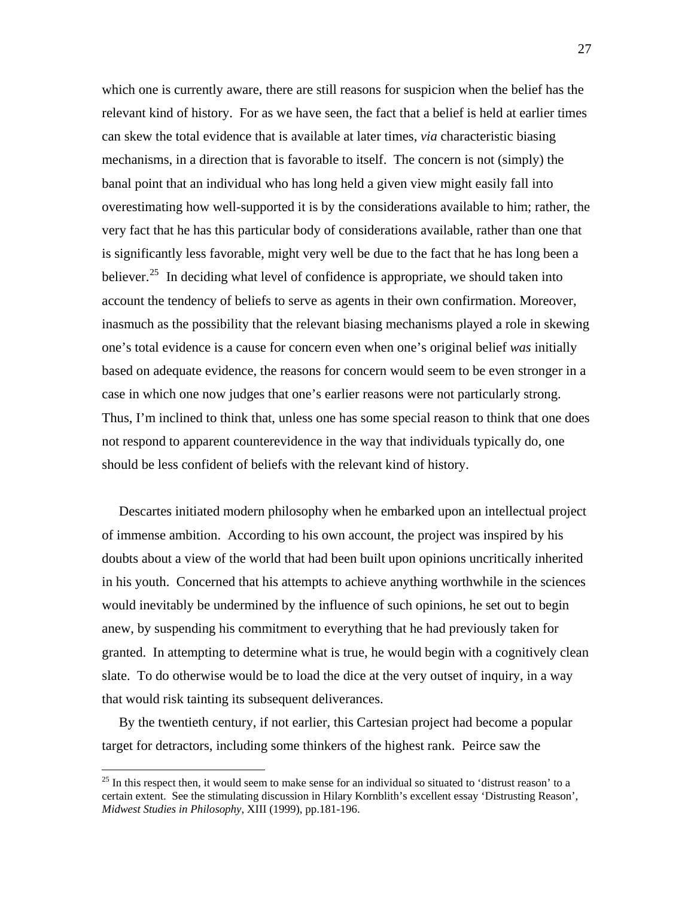which one is currently aware, there are still reasons for suspicion when the belief has the relevant kind of history. For as we have seen, the fact that a belief is held at earlier times can skew the total evidence that is available at later times, *via* characteristic biasing mechanisms, in a direction that is favorable to itself. The concern is not (simply) the banal point that an individual who has long held a given view might easily fall into overestimating how well-supported it is by the considerations available to him; rather, the very fact that he has this particular body of considerations available, rather than one that is significantly less favorable, might very well be due to the fact that he has long been a believer.[25] In deciding what level of confidence is appropriate, we should taken into account the tendency of beliefs to serve as agents in their own confirmation. Moreover, inasmuch as the possibility that the relevant biasing mechanisms played a role in skewing one's total evidence is a cause for concern even when one's original belief *was* initially based on adequate evidence, the reasons for concern would seem to be even stronger in a case in which one now judges that one's earlier reasons were not particularly strong. Thus, I'm inclined to think that, unless one has some special reason to think that one does not respond to apparent counterevidence in the way that individuals typically do, one should be less confident of beliefs with the relevant kind of history.

Descartes initiated modern philosophy when he embarked upon an intellectual project of immense ambition. According to his own account, the project was inspired by his doubts about a view of the world that had been built upon opinions uncritically inherited in his youth. Concerned that his attempts to achieve anything worthwhile in the sciences would inevitably be undermined by the influence of such opinions, he set out to begin anew, by suspending his commitment to everything that he had previously taken for granted. In attempting to determine what is true, he would begin with a cognitively clean slate. To do otherwise would be to load the dice at the very outset of inquiry, in a way that would risk tainting its subsequent deliverances.

By the twentieth century, if not earlier, this Cartesian project had become a popular target for detractors, including some thinkers of the highest rank. Peirce saw the

[25] In this respect then, it would seem to make sense for an individual so situated to 'distrust reason' to a certain extent. See the stimulating discussion in Hilary Kornblith's excellent essay 'Distrusting Reason', *Midwest Studies in Philosophy*, XIII (1999), pp.181-196.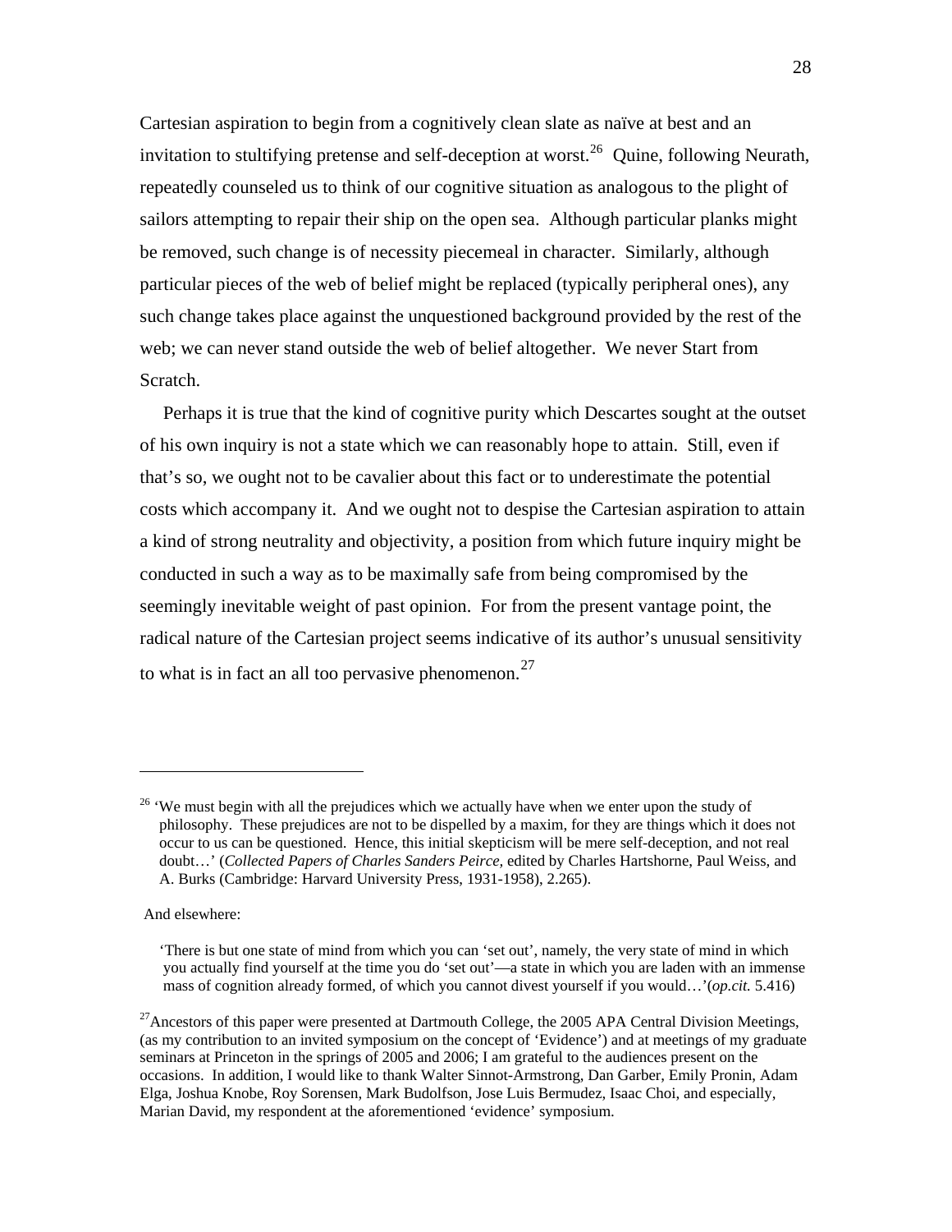Cartesian aspiration to begin from a cognitively clean slate as naïve at best and an invitation to stultifying pretense and self-deception at worst.[26] Quine, following Neurath, repeatedly counseled us to think of our cognitive situation as analogous to the plight of sailors attempting to repair their ship on the open sea. Although particular planks might be removed, such change is of necessity piecemeal in character. Similarly, although particular pieces of the web of belief might be replaced (typically peripheral ones), any such change takes place against the unquestioned background provided by the rest of the web; we can never stand outside the web of belief altogether. We never Start from Scratch.

Perhaps it is true that the kind of cognitive purity which Descartes sought at the outset of his own inquiry is not a state which we can reasonably hope to attain. Still, even if that's so, we ought not to be cavalier about this fact or to underestimate the potential costs which accompany it. And we ought not to despise the Cartesian aspiration to attain a kind of strong neutrality and objectivity, a position from which future inquiry might be conducted in such a way as to be maximally safe from being compromised by the seemingly inevitable weight of past opinion. For from the present vantage point, the radical nature of the Cartesian project seems indicative of its author's unusual sensitivity to what is in fact an all too pervasive phenomenon.[27]

---

[26] 'We must begin with all the prejudices which we actually have when we enter upon the study of philosophy. These prejudices are not to be dispelled by a maxim, for they are things which it does not occur to us can be questioned. Hence, this initial skepticism will be mere self-deception, and not real doubt…' (*Collected Papers of Charles Sanders Peirce,* edited by Charles Hartshorne, Paul Weiss, and A. Burks (Cambridge: Harvard University Press, 1931-1958), 2.265).

And elsewhere:

> 'There is but one state of mind from which you can 'set out', namely, the very state of mind in which you actually find yourself at the time you do 'set out'—a state in which you are laden with an immense mass of cognition already formed, of which you cannot divest yourself if you would…'(*op.cit.* 5.416)

[27] Ancestors of this paper were presented at Dartmouth College, the 2005 APA Central Division Meetings, (as my contribution to an invited symposium on the concept of 'Evidence') and at meetings of my graduate seminars at Princeton in the springs of 2005 and 2006; I am grateful to the audiences present on the occasions. In addition, I would like to thank Walter Sinnot-Armstrong, Dan Garber, Emily Pronin, Adam Elga, Joshua Knobe, Roy Sorensen, Mark Budolfson, Jose Luis Bermudez, Isaac Choi, and especially, Marian David, my respondent at the aforementioned 'evidence' symposium.